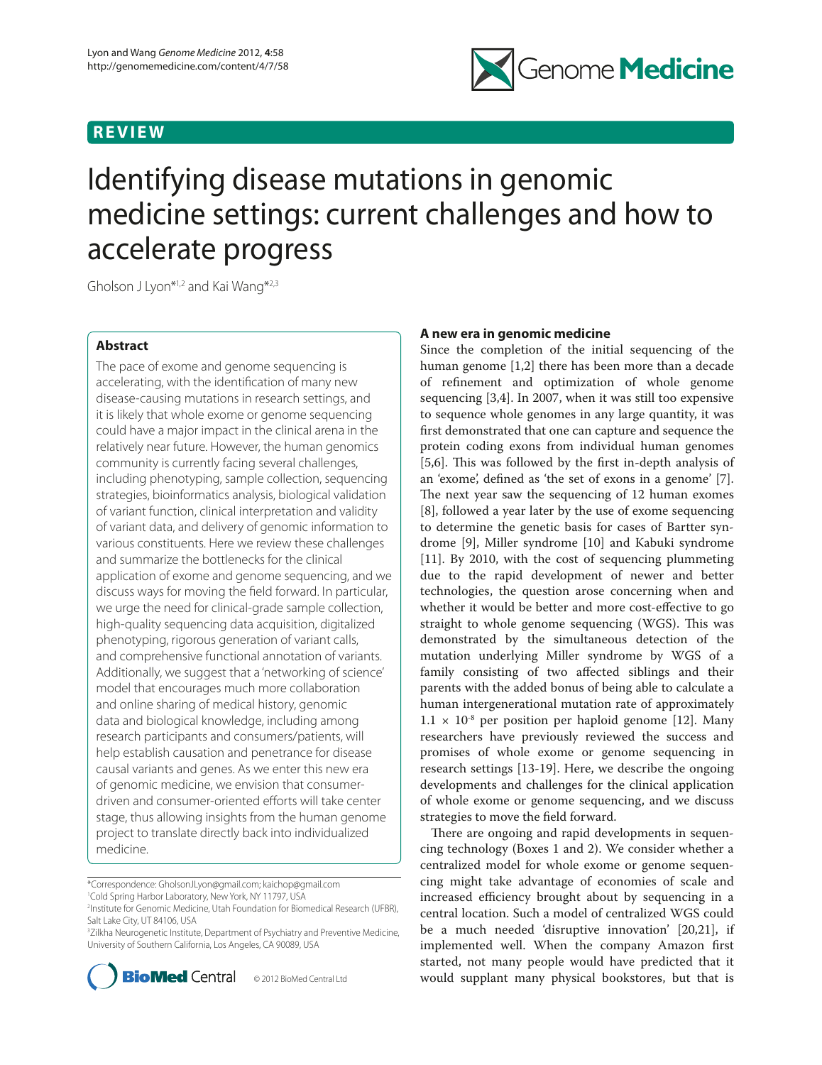REVIEW

# Identifying disease mutations in genomic medicine settings: current challenges and how to accelerate progress

Gholson J Lyon*[1,2] and Kai Wang*[2,3]

## Abstract

The pace of exome and genome sequencing is accelerating, with the identification of many new disease-causing mutations in research settings, and it is likely that whole exome or genome sequencing could have a major impact in the clinical arena in the relatively near future. However, the human genomics community is currently facing several challenges, including phenotyping, sample collection, sequencing strategies, bioinformatics analysis, biological validation of variant function, clinical interpretation and validity of variant data, and delivery of genomic information to various constituents. Here we review these challenges and summarize the bottlenecks for the clinical application of exome and genome sequencing, and we discuss ways for moving the field forward. In particular, we urge the need for clinical-grade sample collection, high-quality sequencing data acquisition, digitalized phenotyping, rigorous generation of variant calls, and comprehensive functional annotation of variants. Additionally, we suggest that a 'networking of science' model that encourages much more collaboration and online sharing of medical history, genomic data and biological knowledge, including among research participants and consumers/patients, will help establish causation and penetrance for disease causal variants and genes. As we enter this new era of genomic medicine, we envision that consumer-driven and consumer-oriented efforts will take center stage, thus allowing insights from the human genome project to translate directly back into individualized medicine.

*Correspondence: GholsonJLyon@gmail.com; kaichop@gmail.com
[1]Cold Spring Harbor Laboratory, New York, NY 11797, USA
[2]Institute for Genomic Medicine, Utah Foundation for Biomedical Research (UFBR), Salt Lake City, UT 84106, USA
[3]Zilkha Neurogenetic Institute, Department of Psychiatry and Preventive Medicine, University of Southern California, Los Angeles, CA 90089, USA

© 2012 BioMed Central Ltd

## A new era in genomic medicine

Since the completion of the initial sequencing of the human genome [1,2] there has been more than a decade of refinement and optimization of whole genome sequencing [3,4]. In 2007, when it was still too expensive to sequence whole genomes in any large quantity, it was first demonstrated that one can capture and sequence the protein coding exons from individual human genomes [5,6]. This was followed by the first in-depth analysis of an 'exome', defined as 'the set of exons in a genome' [7]. The next year saw the sequencing of 12 human exomes [8], followed a year later by the use of exome sequencing to determine the genetic basis for cases of Bartter syndrome [9], Miller syndrome [10] and Kabuki syndrome [11]. By 2010, with the cost of sequencing plummeting due to the rapid development of newer and better technologies, the question arose concerning when and whether it would be better and more cost-effective to go straight to whole genome sequencing (WGS). This was demonstrated by the simultaneous detection of the mutation underlying Miller syndrome by WGS of a family consisting of two affected siblings and their parents with the added bonus of being able to calculate a human intergenerational mutation rate of approximately $1.1 \times 10^{-8}$ per position per haploid genome [12]. Many researchers have previously reviewed the success and promises of whole exome or genome sequencing in research settings [13-19]. Here, we describe the ongoing developments and challenges for the clinical application of whole exome or genome sequencing, and we discuss strategies to move the field forward.

There are ongoing and rapid developments in sequencing technology (Boxes 1 and 2). We consider whether a centralized model for whole exome or genome sequencing might take advantage of economies of scale and increased efficiency brought about by sequencing in a central location. Such a model of centralized WGS could be a much needed 'disruptive innovation' [20,21], if implemented well. When the company Amazon first started, not many people would have predicted that it would supplant many physical bookstores, but that is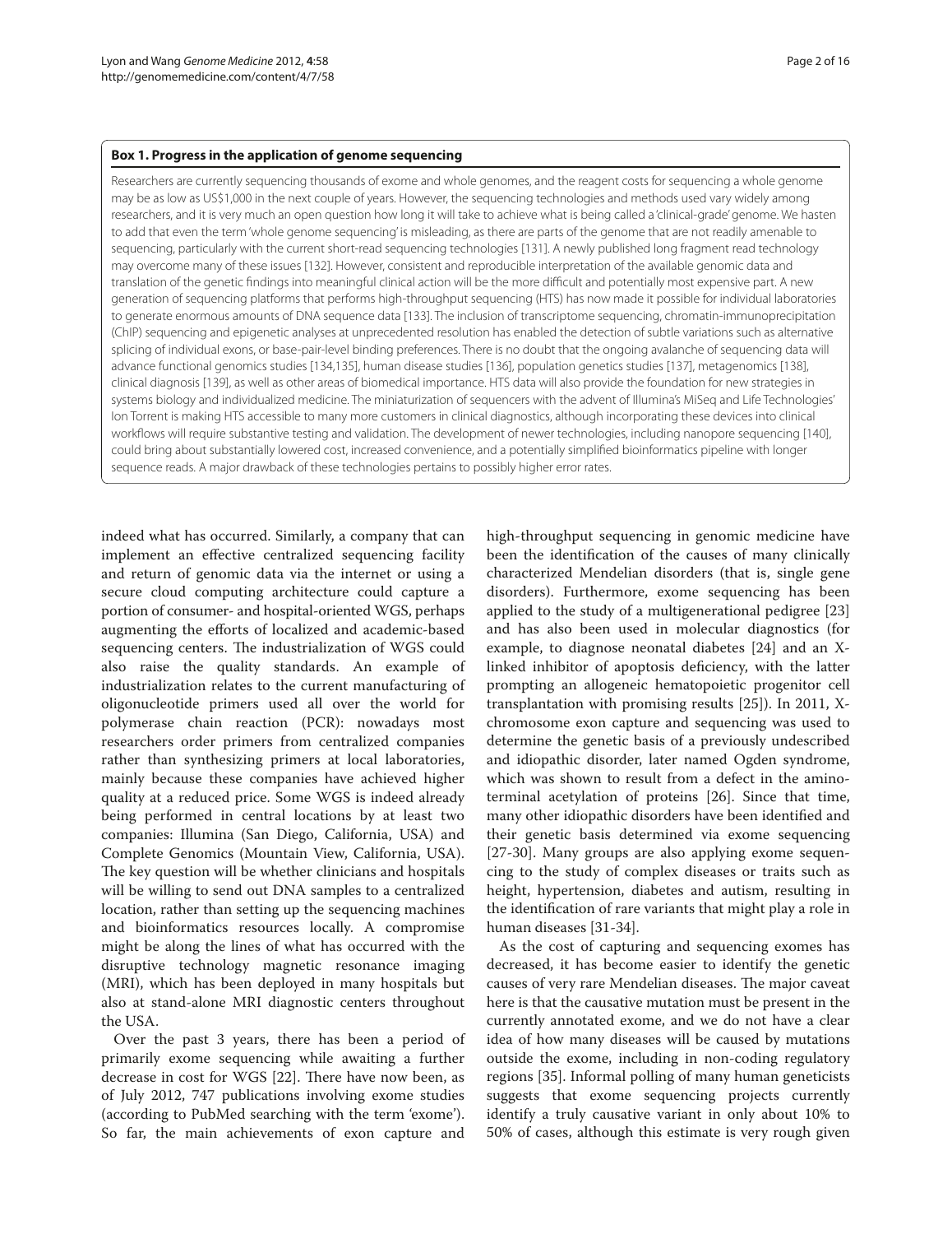**Box 1. Progress in the application of genome sequencing**

Researchers are currently sequencing thousands of exome and whole genomes, and the reagent costs for sequencing a whole genome may be as low as US$1,000 in the next couple of years. However, the sequencing technologies and methods used vary widely among researchers, and it is very much an open question how long it will take to achieve what is being called a 'clinical-grade' genome. We hasten to add that even the term 'whole genome sequencing' is misleading, as there are parts of the genome that are not readily amenable to sequencing, particularly with the current short-read sequencing technologies [131]. A newly published long fragment read technology may overcome many of these issues [132]. However, consistent and reproducible interpretation of the available genomic data and translation of the genetic findings into meaningful clinical action will be the more difficult and potentially most expensive part. A new generation of sequencing platforms that performs high-throughput sequencing (HTS) has now made it possible for individual laboratories to generate enormous amounts of DNA sequence data [133]. The inclusion of transcriptome sequencing, chromatin-immunoprecipitation (ChIP) sequencing and epigenetic analyses at unprecedented resolution has enabled the detection of subtle variations such as alternative splicing of individual exons, or base-pair-level binding preferences. There is no doubt that the ongoing avalanche of sequencing data will advance functional genomics studies [134,135], human disease studies [136], population genetics studies [137], metagenomics [138], clinical diagnosis [139], as well as other areas of biomedical importance. HTS data will also provide the foundation for new strategies in systems biology and individualized medicine. The miniaturization of sequencers with the advent of Illumina's MiSeq and Life Technologies' Ion Torrent is making HTS accessible to many more customers in clinical diagnostics, although incorporating these devices into clinical workflows will require substantive testing and validation. The development of newer technologies, including nanopore sequencing [140], could bring about substantially lowered cost, increased convenience, and a potentially simplified bioinformatics pipeline with longer sequence reads. A major drawback of these technologies pertains to possibly higher error rates.

indeed what has occurred. Similarly, a company that can implement an effective centralized sequencing facility and return of genomic data via the internet or using a secure cloud computing architecture could capture a portion of consumer- and hospital-oriented WGS, perhaps augmenting the efforts of localized and academic-based sequencing centers. The industrialization of WGS could also raise the quality standards. An example of industrialization relates to the current manufacturing of oligonucleotide primers used all over the world for polymerase chain reaction (PCR): nowadays most researchers order primers from centralized companies rather than synthesizing primers at local laboratories, mainly because these companies have achieved higher quality at a reduced price. Some WGS is indeed already being performed in central locations by at least two companies: Illumina (San Diego, California, USA) and Complete Genomics (Mountain View, California, USA). The key question will be whether clinicians and hospitals will be willing to send out DNA samples to a centralized location, rather than setting up the sequencing machines and bioinformatics resources locally. A compromise might be along the lines of what has occurred with the disruptive technology magnetic resonance imaging (MRI), which has been deployed in many hospitals but also at stand-alone MRI diagnostic centers throughout the USA.

Over the past 3 years, there has been a period of primarily exome sequencing while awaiting a further decrease in cost for WGS [22]. There have now been, as of July 2012, 747 publications involving exome studies (according to PubMed searching with the term 'exome'). So far, the main achievements of exon capture and high-throughput sequencing in genomic medicine have been the identification of the causes of many clinically characterized Mendelian disorders (that is, single gene disorders). Furthermore, exome sequencing has been applied to the study of a multigenerational pedigree [23] and has also been used in molecular diagnostics (for example, to diagnose neonatal diabetes [24] and an X-linked inhibitor of apoptosis deficiency, with the latter prompting an allogeneic hematopoietic progenitor cell transplantation with promising results [25]). In 2011, X-chromosome exon capture and sequencing was used to determine the genetic basis of a previously undescribed and idiopathic disorder, later named Ogden syndrome, which was shown to result from a defect in the amino-terminal acetylation of proteins [26]. Since that time, many other idiopathic disorders have been identified and their genetic basis determined via exome sequencing [27-30]. Many groups are also applying exome sequencing to the study of complex diseases or traits such as height, hypertension, diabetes and autism, resulting in the identification of rare variants that might play a role in human diseases [31-34].

As the cost of capturing and sequencing exomes has decreased, it has become easier to identify the genetic causes of very rare Mendelian diseases. The major caveat here is that the causative mutation must be present in the currently annotated exome, and we do not have a clear idea of how many diseases will be caused by mutations outside the exome, including in non-coding regulatory regions [35]. Informal polling of many human geneticists suggests that exome sequencing projects currently identify a truly causative variant in only about 10% to 50% of cases, although this estimate is very rough given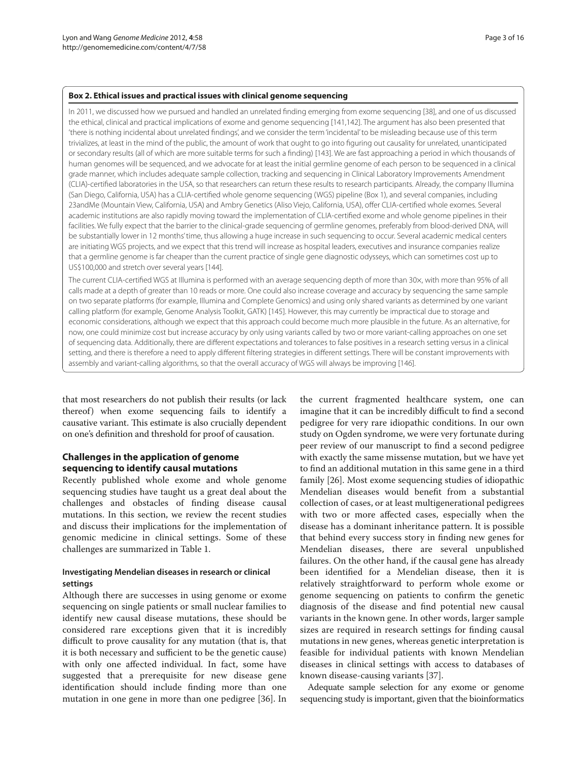**Box 2. Ethical issues and practical issues with clinical genome sequencing**

In 2011, we discussed how we pursued and handled an unrelated finding emerging from exome sequencing [38], and one of us discussed the ethical, clinical and practical implications of exome and genome sequencing [141,142]. The argument has also been presented that 'there is nothing incidental about unrelated findings', and we consider the term 'incidental' to be misleading because use of this term trivializes, at least in the mind of the public, the amount of work that ought to go into figuring out causality for unrelated, unanticipated or secondary results (all of which are more suitable terms for such a finding) [143]. We are fast approaching a period in which thousands of human genomes will be sequenced, and we advocate for at least the initial germline genome of each person to be sequenced in a clinical grade manner, which includes adequate sample collection, tracking and sequencing in Clinical Laboratory Improvements Amendment (CLIA)-certified laboratories in the USA, so that researchers can return these results to research participants. Already, the company Illumina (San Diego, California, USA) has a CLIA-certified whole genome sequencing (WGS) pipeline (Box 1), and several companies, including 23andMe (Mountain View, California, USA) and Ambry Genetics (Aliso Viejo, California, USA), offer CLIA-certified whole exomes. Several academic institutions are also rapidly moving toward the implementation of CLIA-certified exome and whole genome pipelines in their facilities. We fully expect that the barrier to the clinical-grade sequencing of germline genomes, preferably from blood-derived DNA, will be substantially lower in 12 months' time, thus allowing a huge increase in such sequencing to occur. Several academic medical centers are initiating WGS projects, and we expect that this trend will increase as hospital leaders, executives and insurance companies realize that a germline genome is far cheaper than the current practice of single gene diagnostic odysseys, which can sometimes cost up to US$100,000 and stretch over several years [144].

The current CLIA-certified WGS at Illumina is performed with an average sequencing depth of more than 30×, with more than 95% of all calls made at a depth of greater than 10 reads or more. One could also increase coverage and accuracy by sequencing the same sample on two separate platforms (for example, Illumina and Complete Genomics) and using only shared variants as determined by one variant calling platform (for example, Genome Analysis Toolkit, GATK) [145]. However, this may currently be impractical due to storage and economic considerations, although we expect that this approach could become much more plausible in the future. As an alternative, for now, one could minimize cost but increase accuracy by only using variants called by two or more variant-calling approaches on one set of sequencing data. Additionally, there are different expectations and tolerances to false positives in a research setting versus in a clinical setting, and there is therefore a need to apply different filtering strategies in different settings. There will be constant improvements with assembly and variant-calling algorithms, so that the overall accuracy of WGS will always be improving [146].

that most researchers do not publish their results (or lack thereof) when exome sequencing fails to identify a causative variant. This estimate is also crucially dependent on one's definition and threshold for proof of causation.

## Challenges in the application of genome sequencing to identify causal mutations

Recently published whole exome and whole genome sequencing studies have taught us a great deal about the challenges and obstacles of finding disease causal mutations. In this section, we review the recent studies and discuss their implications for the implementation of genomic medicine in clinical settings. Some of these challenges are summarized in Table 1.

### Investigating Mendelian diseases in research or clinical settings

Although there are successes in using genome or exome sequencing on single patients or small nuclear families to identify new causal disease mutations, these should be considered rare exceptions given that it is incredibly difficult to prove causality for any mutation (that is, that it is both necessary and sufficient to be the genetic cause) with only one affected individual. In fact, some have suggested that a prerequisite for new disease gene identification should include finding more than one mutation in one gene in more than one pedigree [36]. In the current fragmented healthcare system, one can imagine that it can be incredibly difficult to find a second pedigree for very rare idiopathic conditions. In our own study on Ogden syndrome, we were very fortunate during peer review of our manuscript to find a second pedigree with exactly the same missense mutation, but we have yet to find an additional mutation in this same gene in a third family [26]. Most exome sequencing studies of idiopathic Mendelian diseases would benefit from a substantial collection of cases, or at least multigenerational pedigrees with two or more affected cases, especially when the disease has a dominant inheritance pattern. It is possible that behind every success story in finding new genes for Mendelian diseases, there are several unpublished failures. On the other hand, if the causal gene has already been identified for a Mendelian disease, then it is relatively straightforward to perform whole exome or genome sequencing on patients to confirm the genetic diagnosis of the disease and find potential new causal variants in the known gene. In other words, larger sample sizes are required in research settings for finding causal mutations in new genes, whereas genetic interpretation is feasible for individual patients with known Mendelian diseases in clinical settings with access to databases of known disease-causing variants [37].

Adequate sample selection for any exome or genome sequencing study is important, given that the bioinformatics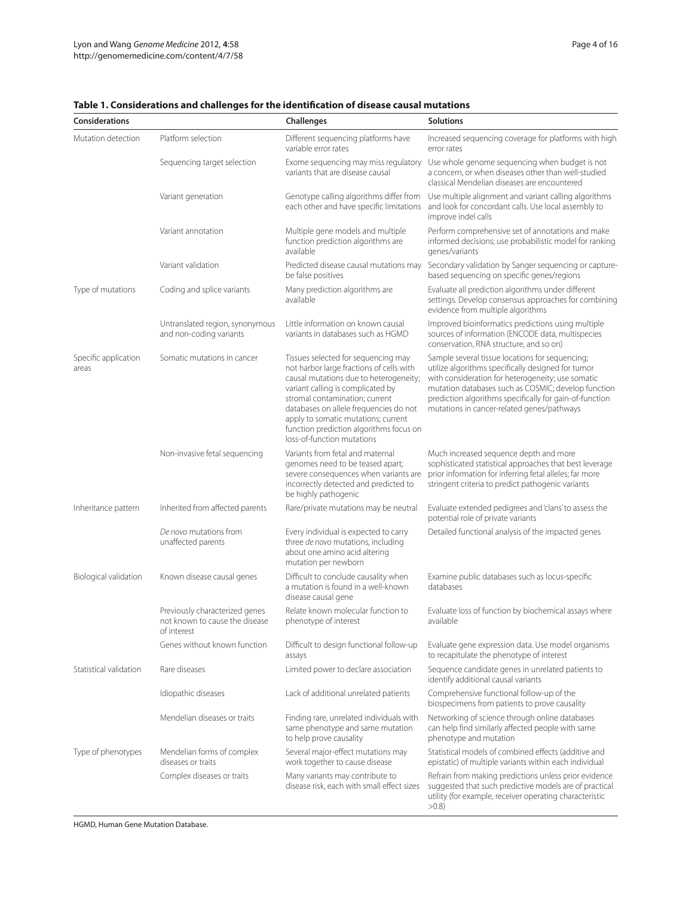**Table 1. Considerations and challenges for the identification of disease causal mutations**

| Considerations | | Challenges | Solutions |
|---|---|---|---|
| Mutation detection | Platform selection | Different sequencing platforms have variable error rates | Increased sequencing coverage for platforms with high error rates |
| | Sequencing target selection | Exome sequencing may miss regulatory variants that are disease causal | Use whole genome sequencing when budget is not a concern, or when diseases other than well-studied classical Mendelian diseases are encountered |
| | Variant generation | Genotype calling algorithms differ from each other and have specific limitations | Use multiple alignment and variant calling algorithms and look for concordant calls. Use local assembly to improve indel calls |
| | Variant annotation | Multiple gene models and multiple function prediction algorithms are available | Perform comprehensive set of annotations and make informed decisions; use probabilistic model for ranking genes/variants |
| | Variant validation | Predicted disease causal mutations may be false positives | Secondary validation by Sanger sequencing or capture-based sequencing on specific genes/regions |
| Type of mutations | Coding and splice variants | Many prediction algorithms are available | Evaluate all prediction algorithms under different settings. Develop consensus approaches for combining evidence from multiple algorithms |
| | Untranslated region, synonymous and non-coding variants | Little information on known causal variants in databases such as HGMD | Improved bioinformatics predictions using multiple sources of information (ENCODE data, multispecies conservation, RNA structure, and so on) |
| Specific application areas | Somatic mutations in cancer | Tissues selected for sequencing may not harbor large fractions of cells with causal mutations due to heterogeneity; variant calling is complicated by stromal contamination; current databases on allele frequencies do not apply to somatic mutations; current function prediction algorithms focus on loss-of-function mutations | Sample several tissue locations for sequencing; utilize algorithms specifically designed for tumor with consideration for heterogeneity; use somatic mutation databases such as COSMIC; develop function prediction algorithms specifically for gain-of-function mutations in cancer-related genes/pathways |
| | Non-invasive fetal sequencing | Variants from fetal and maternal genomes need to be teased apart; severe consequences when variants are incorrectly detected and predicted to be highly pathogenic | Much increased sequence depth and more sophisticated statistical approaches that best leverage prior information for inferring fetal alleles; far more stringent criteria to predict pathogenic variants |
| Inheritance pattern | Inherited from affected parents | Rare/private mutations may be neutral | Evaluate extended pedigrees and 'clans' to assess the potential role of private variants |
| | *De novo* mutations from unaffected parents | Every individual is expected to carry three *de novo* mutations, including about one amino acid altering mutation per newborn | Detailed functional analysis of the impacted genes |
| Biological validation | Known disease causal genes | Difficult to conclude causality when a mutation is found in a well-known disease causal gene | Examine public databases such as locus-specific databases |
| | Previously characterized genes not known to cause the disease of interest | Relate known molecular function to phenotype of interest | Evaluate loss of function by biochemical assays where available |
| | Genes without known function | Difficult to design functional follow-up assays | Evaluate gene expression data. Use model organisms to recapitulate the phenotype of interest |
| Statistical validation | Rare diseases | Limited power to declare association | Sequence candidate genes in unrelated patients to identify additional causal variants |
| | Idiopathic diseases | Lack of additional unrelated patients | Comprehensive functional follow-up of the biospecimens from patients to prove causality |
| | Mendelian diseases or traits | Finding rare, unrelated individuals with same phenotype and same mutation to help prove causality | Networking of science through online databases can help find similarly affected people with same phenotype and mutation |
| Type of phenotypes | Mendelian forms of complex diseases or traits | Several major-effect mutations may work together to cause disease | Statistical models of combined effects (additive and epistatic) of multiple variants within each individual |
| | Complex diseases or traits | Many variants may contribute to disease risk, each with small effect sizes | Refrain from making predictions unless prior evidence suggested that such predictive models are of practical utility (for example, receiver operating characteristic >0.8) |

HGMD, Human Gene Mutation Database.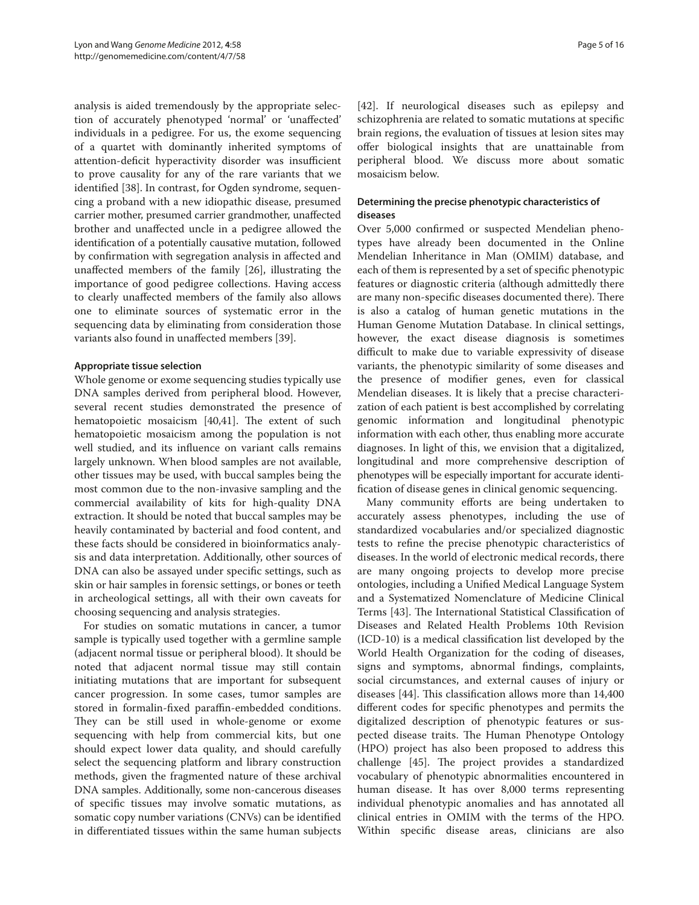analysis is aided tremendously by the appropriate selection of accurately phenotyped 'normal' or 'unaffected' individuals in a pedigree. For us, the exome sequencing of a quartet with dominantly inherited symptoms of attention-deficit hyperactivity disorder was insufficient to prove causality for any of the rare variants that we identified [38]. In contrast, for Ogden syndrome, sequencing a proband with a new idiopathic disease, presumed carrier mother, presumed carrier grandmother, unaffected brother and unaffected uncle in a pedigree allowed the identification of a potentially causative mutation, followed by confirmation with segregation analysis in affected and unaffected members of the family [26], illustrating the importance of good pedigree collections. Having access to clearly unaffected members of the family also allows one to eliminate sources of systematic error in the sequencing data by eliminating from consideration those variants also found in unaffected members [39].

### Appropriate tissue selection

Whole genome or exome sequencing studies typically use DNA samples derived from peripheral blood. However, several recent studies demonstrated the presence of hematopoietic mosaicism [40,41]. The extent of such hematopoietic mosaicism among the population is not well studied, and its influence on variant calls remains largely unknown. When blood samples are not available, other tissues may be used, with buccal samples being the most common due to the non-invasive sampling and the commercial availability of kits for high-quality DNA extraction. It should be noted that buccal samples may be heavily contaminated by bacterial and food content, and these facts should be considered in bioinformatics analysis and data interpretation. Additionally, other sources of DNA can also be assayed under specific settings, such as skin or hair samples in forensic settings, or bones or teeth in archeological settings, all with their own caveats for choosing sequencing and analysis strategies.

For studies on somatic mutations in cancer, a tumor sample is typically used together with a germline sample (adjacent normal tissue or peripheral blood). It should be noted that adjacent normal tissue may still contain initiating mutations that are important for subsequent cancer progression. In some cases, tumor samples are stored in formalin-fixed paraffin-embedded conditions. They can be still used in whole-genome or exome sequencing with help from commercial kits, but one should expect lower data quality, and should carefully select the sequencing platform and library construction methods, given the fragmented nature of these archival DNA samples. Additionally, some non-cancerous diseases of specific tissues may involve somatic mutations, as somatic copy number variations (CNVs) can be identified in differentiated tissues within the same human subjects [42]. If neurological diseases such as epilepsy and schizophrenia are related to somatic mutations at specific brain regions, the evaluation of tissues at lesion sites may offer biological insights that are unattainable from peripheral blood. We discuss more about somatic mosaicism below.

### Determining the precise phenotypic characteristics of diseases

Over 5,000 confirmed or suspected Mendelian phenotypes have already been documented in the Online Mendelian Inheritance in Man (OMIM) database, and each of them is represented by a set of specific phenotypic features or diagnostic criteria (although admittedly there are many non-specific diseases documented there). There is also a catalog of human genetic mutations in the Human Genome Mutation Database. In clinical settings, however, the exact disease diagnosis is sometimes difficult to make due to variable expressivity of disease variants, the phenotypic similarity of some diseases and the presence of modifier genes, even for classical Mendelian diseases. It is likely that a precise characterization of each patient is best accomplished by correlating genomic information and longitudinal phenotypic information with each other, thus enabling more accurate diagnoses. In light of this, we envision that a digitalized, longitudinal and more comprehensive description of phenotypes will be especially important for accurate identification of disease genes in clinical genomic sequencing.

Many community efforts are being undertaken to accurately assess phenotypes, including the use of standardized vocabularies and/or specialized diagnostic tests to refine the precise phenotypic characteristics of diseases. In the world of electronic medical records, there are many ongoing projects to develop more precise ontologies, including a Unified Medical Language System and a Systematized Nomenclature of Medicine Clinical Terms [43]. The International Statistical Classification of Diseases and Related Health Problems 10th Revision (ICD-10) is a medical classification list developed by the World Health Organization for the coding of diseases, signs and symptoms, abnormal findings, complaints, social circumstances, and external causes of injury or diseases [44]. This classification allows more than 14,400 different codes for specific phenotypes and permits the digitalized description of phenotypic features or suspected disease traits. The Human Phenotype Ontology (HPO) project has also been proposed to address this challenge [45]. The project provides a standardized vocabulary of phenotypic abnormalities encountered in human disease. It has over 8,000 terms representing individual phenotypic anomalies and has annotated all clinical entries in OMIM with the terms of the HPO. Within specific disease areas, clinicians are also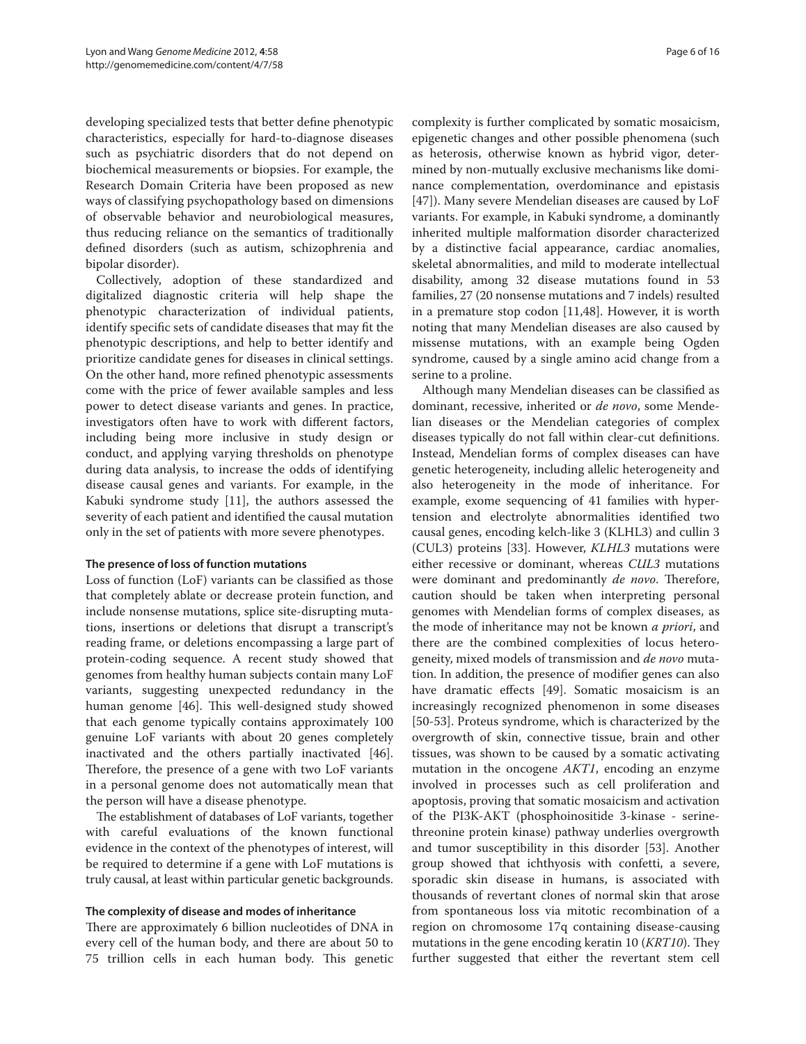developing specialized tests that better define phenotypic characteristics, especially for hard-to-diagnose diseases such as psychiatric disorders that do not depend on biochemical measurements or biopsies. For example, the Research Domain Criteria have been proposed as new ways of classifying psychopathology based on dimensions of observable behavior and neurobiological measures, thus reducing reliance on the semantics of traditionally defined disorders (such as autism, schizophrenia and bipolar disorder).

Collectively, adoption of these standardized and digitalized diagnostic criteria will help shape the phenotypic characterization of individual patients, identify specific sets of candidate diseases that may fit the phenotypic descriptions, and help to better identify and prioritize candidate genes for diseases in clinical settings. On the other hand, more refined phenotypic assessments come with the price of fewer available samples and less power to detect disease variants and genes. In practice, investigators often have to work with different factors, including being more inclusive in study design or conduct, and applying varying thresholds on phenotype during data analysis, to increase the odds of identifying disease causal genes and variants. For example, in the Kabuki syndrome study [11], the authors assessed the severity of each patient and identified the causal mutation only in the set of patients with more severe phenotypes.

#### The presence of loss of function mutations

Loss of function (LoF) variants can be classified as those that completely ablate or decrease protein function, and include nonsense mutations, splice site-disrupting mutations, insertions or deletions that disrupt a transcript's reading frame, or deletions encompassing a large part of protein-coding sequence. A recent study showed that genomes from healthy human subjects contain many LoF variants, suggesting unexpected redundancy in the human genome [46]. This well-designed study showed that each genome typically contains approximately 100 genuine LoF variants with about 20 genes completely inactivated and the others partially inactivated [46]. Therefore, the presence of a gene with two LoF variants in a personal genome does not automatically mean that the person will have a disease phenotype.

The establishment of databases of LoF variants, together with careful evaluations of the known functional evidence in the context of the phenotypes of interest, will be required to determine if a gene with LoF mutations is truly causal, at least within particular genetic backgrounds.

#### The complexity of disease and modes of inheritance

There are approximately 6 billion nucleotides of DNA in every cell of the human body, and there are about 50 to 75 trillion cells in each human body. This genetic complexity is further complicated by somatic mosaicism, epigenetic changes and other possible phenomena (such as heterosis, otherwise known as hybrid vigor, determined by non-mutually exclusive mechanisms like dominance complementation, overdominance and epistasis [47]). Many severe Mendelian diseases are caused by LoF variants. For example, in Kabuki syndrome, a dominantly inherited multiple malformation disorder characterized by a distinctive facial appearance, cardiac anomalies, skeletal abnormalities, and mild to moderate intellectual disability, among 32 disease mutations found in 53 families, 27 (20 nonsense mutations and 7 indels) resulted in a premature stop codon [11,48]. However, it is worth noting that many Mendelian diseases are also caused by missense mutations, with an example being Ogden syndrome, caused by a single amino acid change from a serine to a proline.

Although many Mendelian diseases can be classified as dominant, recessive, inherited or *de novo*, some Mendelian diseases or the Mendelian categories of complex diseases typically do not fall within clear-cut definitions. Instead, Mendelian forms of complex diseases can have genetic heterogeneity, including allelic heterogeneity and also heterogeneity in the mode of inheritance. For example, exome sequencing of 41 families with hypertension and electrolyte abnormalities identified two causal genes, encoding kelch-like 3 (KLHL3) and cullin 3 (CUL3) proteins [33]. However, *KLHL3* mutations were either recessive or dominant, whereas *CUL3* mutations were dominant and predominantly *de novo*. Therefore, caution should be taken when interpreting personal genomes with Mendelian forms of complex diseases, as the mode of inheritance may not be known *a priori*, and there are the combined complexities of locus heterogeneity, mixed models of transmission and *de novo* mutation. In addition, the presence of modifier genes can also have dramatic effects [49]. Somatic mosaicism is an increasingly recognized phenomenon in some diseases [50-53]. Proteus syndrome, which is characterized by the overgrowth of skin, connective tissue, brain and other tissues, was shown to be caused by a somatic activating mutation in the oncogene *AKT1*, encoding an enzyme involved in processes such as cell proliferation and apoptosis, proving that somatic mosaicism and activation of the PI3K-AKT (phosphoinositide 3-kinase - serine-threonine protein kinase) pathway underlies overgrowth and tumor susceptibility in this disorder [53]. Another group showed that ichthyosis with confetti, a severe, sporadic skin disease in humans, is associated with thousands of revertant clones of normal skin that arose from spontaneous loss via mitotic recombination of a region on chromosome 17q containing disease-causing mutations in the gene encoding keratin 10 (*KRT10*). They further suggested that either the revertant stem cell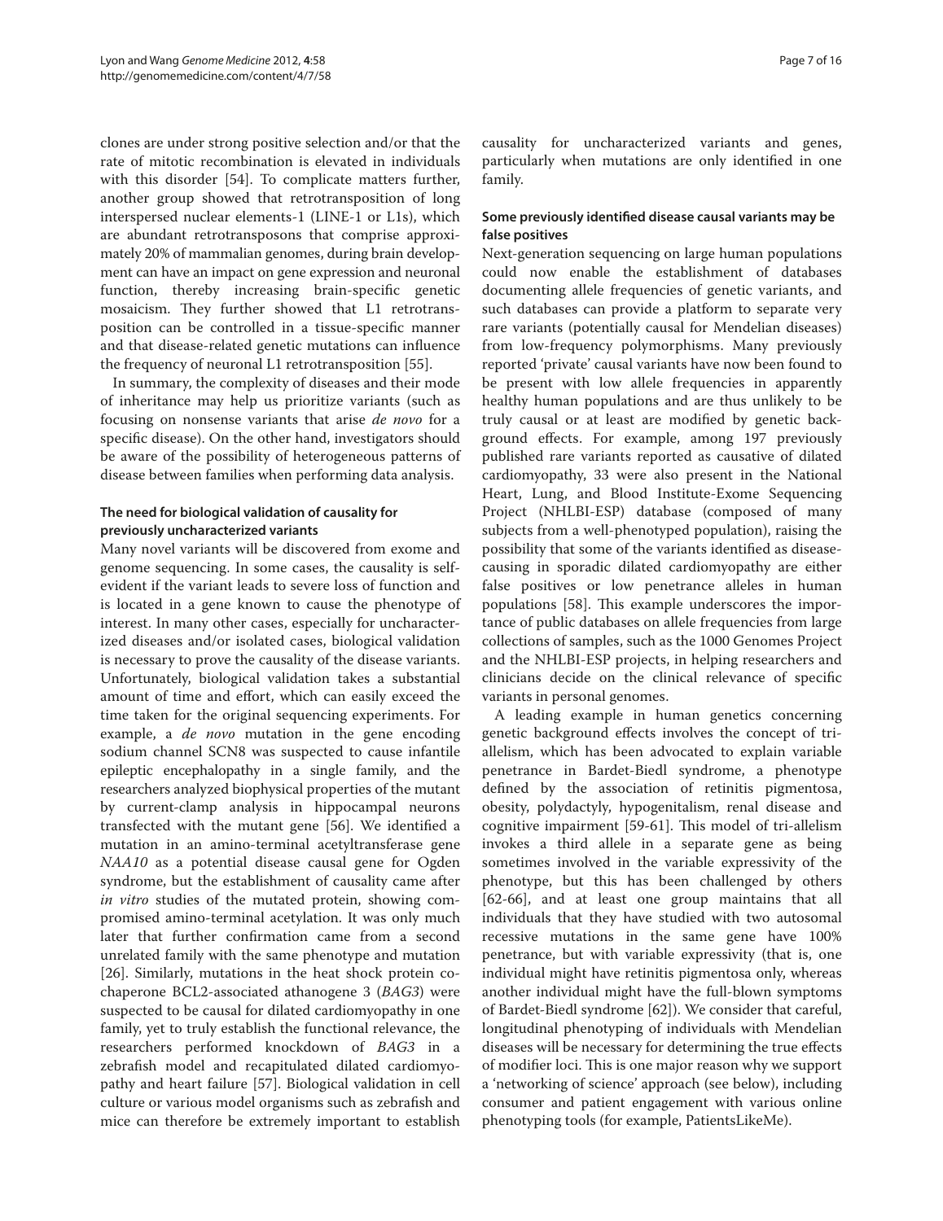clones are under strong positive selection and/or that the rate of mitotic recombination is elevated in individuals with this disorder [54]. To complicate matters further, another group showed that retrotransposition of long interspersed nuclear elements-1 (LINE-1 or L1s), which are abundant retrotransposons that comprise approximately 20% of mammalian genomes, during brain development can have an impact on gene expression and neuronal function, thereby increasing brain-specific genetic mosaicism. They further showed that L1 retrotransposition can be controlled in a tissue-specific manner and that disease-related genetic mutations can influence the frequency of neuronal L1 retrotransposition [55].

In summary, the complexity of diseases and their mode of inheritance may help us prioritize variants (such as focusing on nonsense variants that arise *de novo* for a specific disease). On the other hand, investigators should be aware of the possibility of heterogeneous patterns of disease between families when performing data analysis.

### The need for biological validation of causality for previously uncharacterized variants

Many novel variants will be discovered from exome and genome sequencing. In some cases, the causality is self-evident if the variant leads to severe loss of function and is located in a gene known to cause the phenotype of interest. In many other cases, especially for uncharacterized diseases and/or isolated cases, biological validation is necessary to prove the causality of the disease variants. Unfortunately, biological validation takes a substantial amount of time and effort, which can easily exceed the time taken for the original sequencing experiments. For example, a *de novo* mutation in the gene encoding sodium channel SCN8 was suspected to cause infantile epileptic encephalopathy in a single family, and the researchers analyzed biophysical properties of the mutant by current-clamp analysis in hippocampal neurons transfected with the mutant gene [56]. We identified a mutation in an amino-terminal acetyltransferase gene *NAA10* as a potential disease causal gene for Ogden syndrome, but the establishment of causality came after *in vitro* studies of the mutated protein, showing compromised amino-terminal acetylation. It was only much later that further confirmation came from a second unrelated family with the same phenotype and mutation [26]. Similarly, mutations in the heat shock protein co-chaperone BCL2-associated athanogene 3 (*BAG3*) were suspected to be causal for dilated cardiomyopathy in one family, yet to truly establish the functional relevance, the researchers performed knockdown of *BAG3* in a zebrafish model and recapitulated dilated cardiomyopathy and heart failure [57]. Biological validation in cell culture or various model organisms such as zebrafish and mice can therefore be extremely important to establish causality for uncharacterized variants and genes, particularly when mutations are only identified in one family.

### Some previously identified disease causal variants may be false positives

Next-generation sequencing on large human populations could now enable the establishment of databases documenting allele frequencies of genetic variants, and such databases can provide a platform to separate very rare variants (potentially causal for Mendelian diseases) from low-frequency polymorphisms. Many previously reported 'private' causal variants have now been found to be present with low allele frequencies in apparently healthy human populations and are thus unlikely to be truly causal or at least are modified by genetic background effects. For example, among 197 previously published rare variants reported as causative of dilated cardiomyopathy, 33 were also present in the National Heart, Lung, and Blood Institute-Exome Sequencing Project (NHLBI-ESP) database (composed of many subjects from a well-phenotyped population), raising the possibility that some of the variants identified as disease-causing in sporadic dilated cardiomyopathy are either false positives or low penetrance alleles in human populations [58]. This example underscores the importance of public databases on allele frequencies from large collections of samples, such as the 1000 Genomes Project and the NHLBI-ESP projects, in helping researchers and clinicians decide on the clinical relevance of specific variants in personal genomes.

A leading example in human genetics concerning genetic background effects involves the concept of tri-allelism, which has been advocated to explain variable penetrance in Bardet-Biedl syndrome, a phenotype defined by the association of retinitis pigmentosa, obesity, polydactyly, hypogenitalism, renal disease and cognitive impairment [59-61]. This model of tri-allelism invokes a third allele in a separate gene as being sometimes involved in the variable expressivity of the phenotype, but this has been challenged by others [62-66], and at least one group maintains that all individuals that they have studied with two autosomal recessive mutations in the same gene have 100% penetrance, but with variable expressivity (that is, one individual might have retinitis pigmentosa only, whereas another individual might have the full-blown symptoms of Bardet-Biedl syndrome [62]). We consider that careful, longitudinal phenotyping of individuals with Mendelian diseases will be necessary for determining the true effects of modifier loci. This is one major reason why we support a 'networking of science' approach (see below), including consumer and patient engagement with various online phenotyping tools (for example, PatientsLikeMe).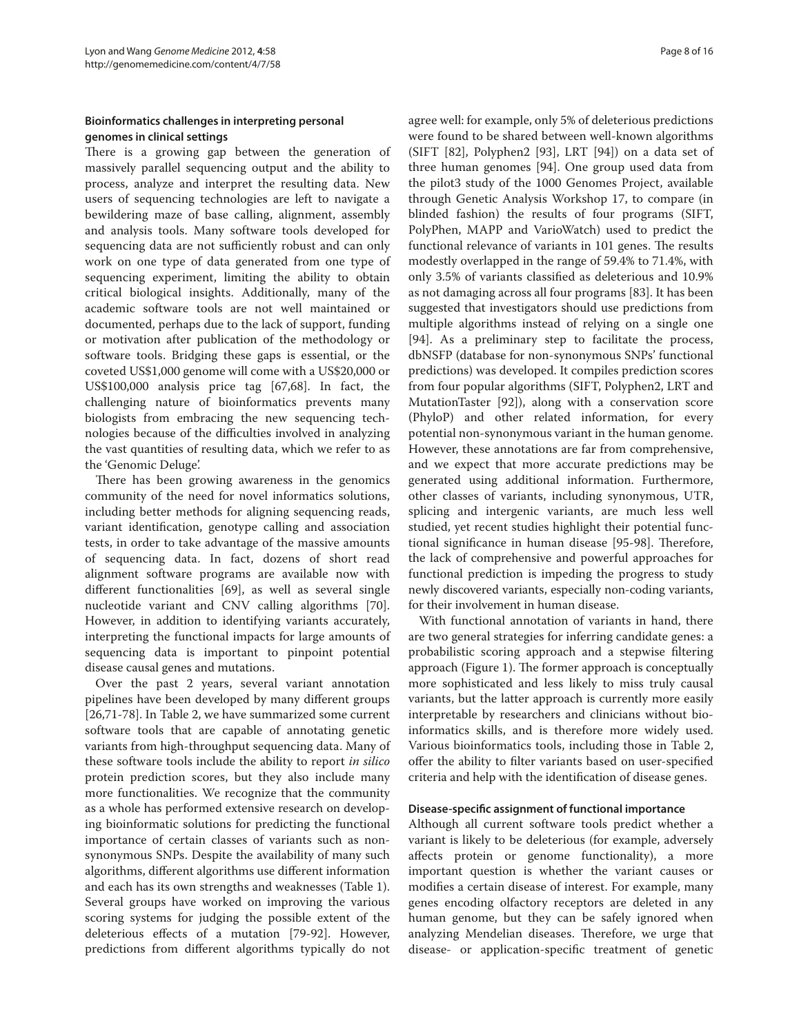### Bioinformatics challenges in interpreting personal genomes in clinical settings

There is a growing gap between the generation of massively parallel sequencing output and the ability to process, analyze and interpret the resulting data. New users of sequencing technologies are left to navigate a bewildering maze of base calling, alignment, assembly and analysis tools. Many software tools developed for sequencing data are not sufficiently robust and can only work on one type of data generated from one type of sequencing experiment, limiting the ability to obtain critical biological insights. Additionally, many of the academic software tools are not well maintained or documented, perhaps due to the lack of support, funding or motivation after publication of the methodology or software tools. Bridging these gaps is essential, or the coveted US$1,000 genome will come with a US$20,000 or US$100,000 analysis price tag [67,68]. In fact, the challenging nature of bioinformatics prevents many biologists from embracing the new sequencing technologies because of the difficulties involved in analyzing the vast quantities of resulting data, which we refer to as the 'Genomic Deluge'.

There has been growing awareness in the genomics community of the need for novel informatics solutions, including better methods for aligning sequencing reads, variant identification, genotype calling and association tests, in order to take advantage of the massive amounts of sequencing data. In fact, dozens of short read alignment software programs are available now with different functionalities [69], as well as several single nucleotide variant and CNV calling algorithms [70]. However, in addition to identifying variants accurately, interpreting the functional impacts for large amounts of sequencing data is important to pinpoint potential disease causal genes and mutations.

Over the past 2 years, several variant annotation pipelines have been developed by many different groups [26,71-78]. In Table 2, we have summarized some current software tools that are capable of annotating genetic variants from high-throughput sequencing data. Many of these software tools include the ability to report *in silico* protein prediction scores, but they also include many more functionalities. We recognize that the community as a whole has performed extensive research on developing bioinformatic solutions for predicting the functional importance of certain classes of variants such as non-synonymous SNPs. Despite the availability of many such algorithms, different algorithms use different information and each has its own strengths and weaknesses (Table 1). Several groups have worked on improving the various scoring systems for judging the possible extent of the deleterious effects of a mutation [79-92]. However, predictions from different algorithms typically do not agree well: for example, only 5% of deleterious predictions were found to be shared between well-known algorithms (SIFT [82], Polyphen2 [93], LRT [94]) on a data set of three human genomes [94]. One group used data from the pilot3 study of the 1000 Genomes Project, available through Genetic Analysis Workshop 17, to compare (in blinded fashion) the results of four programs (SIFT, PolyPhen, MAPP and VarioWatch) used to predict the functional relevance of variants in 101 genes. The results modestly overlapped in the range of 59.4% to 71.4%, with only 3.5% of variants classified as deleterious and 10.9% as not damaging across all four programs [83]. It has been suggested that investigators should use predictions from multiple algorithms instead of relying on a single one [94]. As a preliminary step to facilitate the process, dbNSFP (database for non-synonymous SNPs' functional predictions) was developed. It compiles prediction scores from four popular algorithms (SIFT, Polyphen2, LRT and MutationTaster [92]), along with a conservation score (PhyloP) and other related information, for every potential non-synonymous variant in the human genome. However, these annotations are far from comprehensive, and we expect that more accurate predictions may be generated using additional information. Furthermore, other classes of variants, including synonymous, UTR, splicing and intergenic variants, are much less well studied, yet recent studies highlight their potential functional significance in human disease [95-98]. Therefore, the lack of comprehensive and powerful approaches for functional prediction is impeding the progress to study newly discovered variants, especially non-coding variants, for their involvement in human disease.

With functional annotation of variants in hand, there are two general strategies for inferring candidate genes: a probabilistic scoring approach and a stepwise filtering approach (Figure 1). The former approach is conceptually more sophisticated and less likely to miss truly causal variants, but the latter approach is currently more easily interpretable by researchers and clinicians without bioinformatics skills, and is therefore more widely used. Various bioinformatics tools, including those in Table 2, offer the ability to filter variants based on user-specified criteria and help with the identification of disease genes.

### Disease-specific assignment of functional importance

Although all current software tools predict whether a variant is likely to be deleterious (for example, adversely affects protein or genome functionality), a more important question is whether the variant causes or modifies a certain disease of interest. For example, many genes encoding olfactory receptors are deleted in any human genome, but they can be safely ignored when analyzing Mendelian diseases. Therefore, we urge that disease- or application-specific treatment of genetic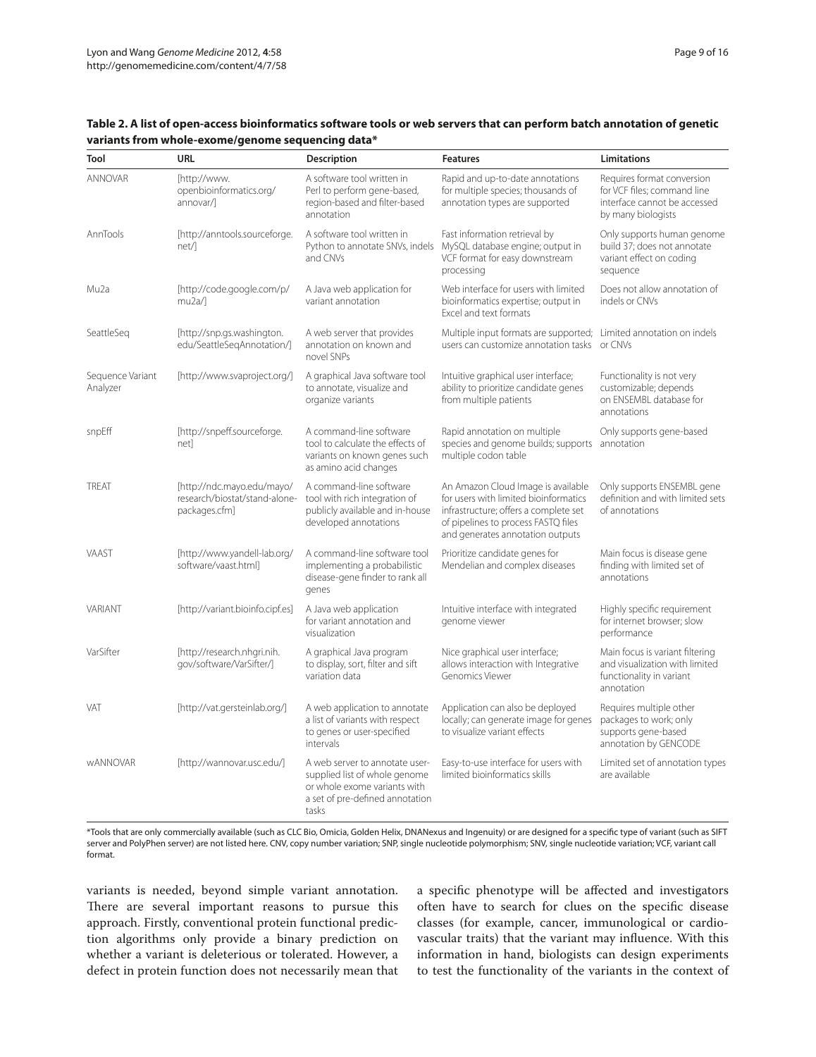**Table 2. A list of open-access bioinformatics software tools or web servers that can perform batch annotation of genetic variants from whole-exome/genome sequencing data***

| Tool | URL | Description | Features | Limitations |
|---|---|---|---|---|
| ANNOVAR | [http://www.openbioinformatics.org/annovar/] | A software tool written in Perl to perform gene-based, region-based and filter-based annotation | Rapid and up-to-date annotations for multiple species; thousands of annotation types are supported | Requires format conversion for VCF files; command line interface cannot be accessed by many biologists |
| AnnTools | [http://anntools.sourceforge.net/] | A software tool written in Python to annotate SNVs, indels and CNVs | Fast information retrieval by MySQL database engine; output in VCF format for easy downstream processing | Only supports human genome build 37; does not annotate variant effect on coding sequence |
| Mu2a | [http://code.google.com/p/mu2a/] | A Java web application for variant annotation | Web interface for users with limited bioinformatics expertise; output in Excel and text formats | Does not allow annotation of indels or CNVs |
| SeattleSeq | [http://snp.gs.washington.edu/SeattleSeqAnnotation/] | A web server that provides annotation on known and novel SNPs | Multiple input formats are supported; users can customize annotation tasks | Limited annotation on indels or CNVs |
| Sequence Variant Analyzer | [http://www.svaproject.org/] | A graphical Java software tool to annotate, visualize and organize variants | Intuitive graphical user interface; ability to prioritize candidate genes from multiple patients | Functionality is not very customizable; depends on ENSEMBL database for annotations |
| snpEff | [http://snpeff.sourceforge.net] | A command-line software tool to calculate the effects of variants on known genes such as amino acid changes | Rapid annotation on multiple species and genome builds; supports multiple codon table | Only supports gene-based annotation |
| TREAT | [http://ndc.mayo.edu/mayo/research/biostat/stand-alone-packages.cfm] | A command-line software tool with rich integration of publicly available and in-house developed annotations | An Amazon Cloud Image is available for users with limited bioinformatics infrastructure; offers a complete set of pipelines to process FASTQ files and generates annotation outputs | Only supports ENSEMBL gene definition and with limited sets of annotations |
| VAAST | [http://www.yandell-lab.org/software/vaast.html] | A command-line software tool implementing a probabilistic disease-gene finder to rank all genes | Prioritize candidate genes for Mendelian and complex diseases | Main focus is disease gene finding with limited set of annotations |
| VARIANT | [http://variant.bioinfo.cipf.es] | A Java web application for variant annotation and visualization | Intuitive interface with integrated genome viewer | Highly specific requirement for internet browser; slow performance |
| VarSifter | [http://research.nhgri.nih.gov/software/VarSifter/] | A graphical Java program to display, sort, filter and sift variation data | Nice graphical user interface; allows interaction with Integrative Genomics Viewer | Main focus is variant filtering and visualization with limited functionality in variant annotation |
| VAT | [http://vat.gersteinlab.org/] | A web application to annotate a list of variants with respect to genes or user-specified intervals | Application can also be deployed locally; can generate image for genes to visualize variant effects | Requires multiple other packages to work; only supports gene-based annotation by GENCODE |
| wANNOVAR | [http://wannovar.usc.edu/] | A web server to annotate user-supplied list of whole genome or whole exome variants with a set of pre-defined annotation tasks | Easy-to-use interface for users with limited bioinformatics skills | Limited set of annotation types are available |

*Tools that are only commercially available (such as CLC Bio, Omicia, Golden Helix, DNANexus and Ingenuity) or are designed for a specific type of variant (such as SIFT server and PolyPhen server) are not listed here. CNV, copy number variation; SNP, single nucleotide polymorphism; SNV, single nucleotide variation; VCF, variant call format.

variants is needed, beyond simple variant annotation. There are several important reasons to pursue this approach. Firstly, conventional protein functional prediction algorithms only provide a binary prediction on whether a variant is deleterious or tolerated. However, a defect in protein function does not necessarily mean that a specific phenotype will be affected and investigators often have to search for clues on the specific disease classes (for example, cancer, immunological or cardiovascular traits) that the variant may influence. With this information in hand, biologists can design experiments to test the functionality of the variants in the context of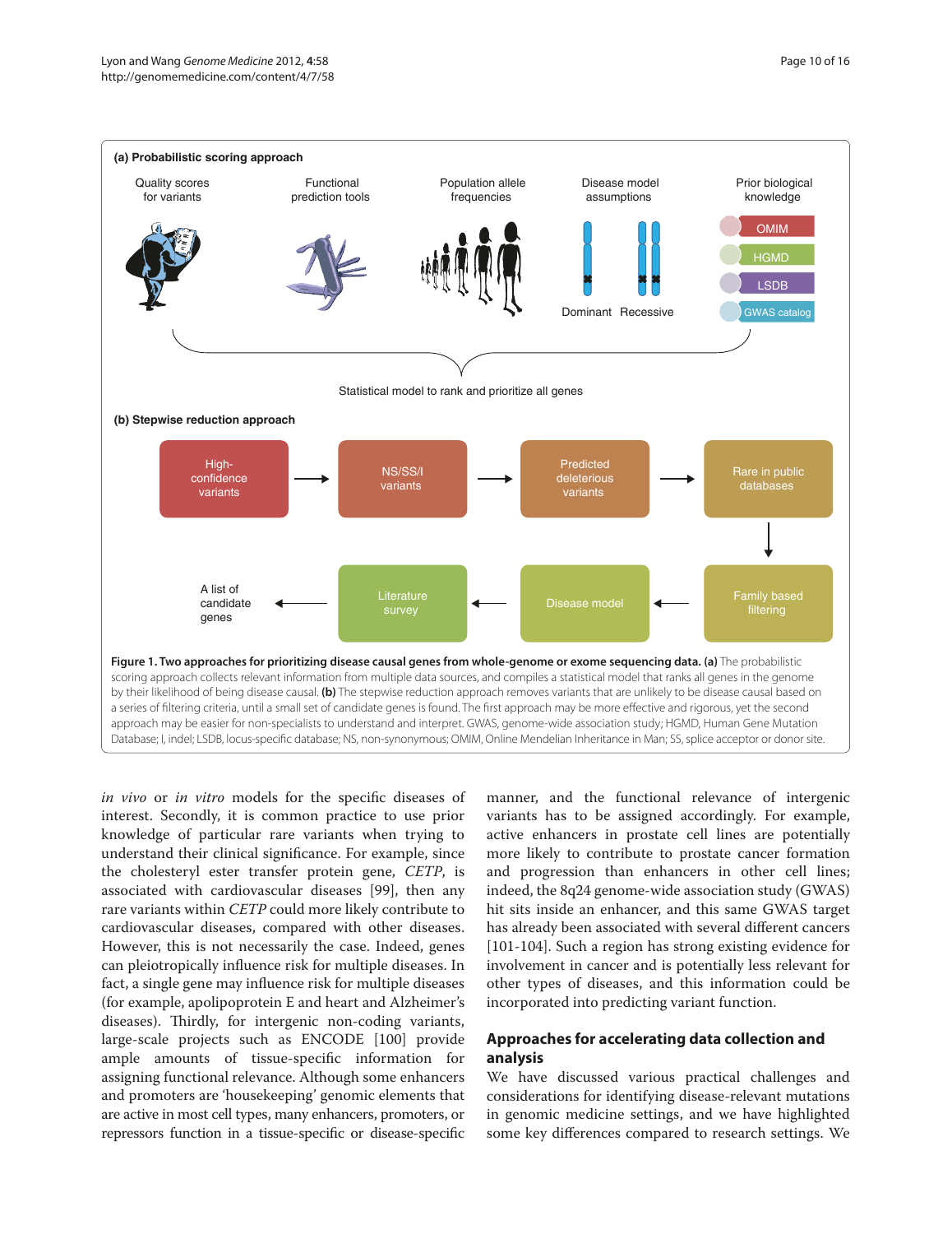**Figure 1. Two approaches for prioritizing disease causal genes from whole-genome or exome sequencing data. (a)** The probabilistic scoring approach collects relevant information from multiple data sources, and compiles a statistical model that ranks all genes in the genome by their likelihood of being disease causal. **(b)** The stepwise reduction approach removes variants that are unlikely to be disease causal based on a series of filtering criteria, until a small set of candidate genes is found. The first approach may be more effective and rigorous, yet the second approach may be easier for non-specialists to understand and interpret. GWAS, genome-wide association study; HGMD, Human Gene Mutation Database; I, indel; LSDB, locus-specific database; NS, non-synonymous; OMIM, Online Mendelian Inheritance in Man; SS, splice acceptor or donor site.

*in vivo* or *in vitro* models for the specific diseases of interest. Secondly, it is common practice to use prior knowledge of particular rare variants when trying to understand their clinical significance. For example, since the cholesteryl ester transfer protein gene, *CETP*, is associated with cardiovascular diseases [99], then any rare variants within *CETP* could more likely contribute to cardiovascular diseases, compared with other diseases. However, this is not necessarily the case. Indeed, genes can pleiotropically influence risk for multiple diseases. In fact, a single gene may influence risk for multiple diseases (for example, apolipoprotein E and heart and Alzheimer's diseases). Thirdly, for intergenic non-coding variants, large-scale projects such as ENCODE [100] provide ample amounts of tissue-specific information for assigning functional relevance. Although some enhancers and promoters are 'housekeeping' genomic elements that are active in most cell types, many enhancers, promoters, or repressors function in a tissue-specific or disease-specific manner, and the functional relevance of intergenic variants has to be assigned accordingly. For example, active enhancers in prostate cell lines are potentially more likely to contribute to prostate cancer formation and progression than enhancers in other cell lines; indeed, the 8q24 genome-wide association study (GWAS) hit sits inside an enhancer, and this same GWAS target has already been associated with several different cancers [101-104]. Such a region has strong existing evidence for involvement in cancer and is potentially less relevant for other types of diseases, and this information could be incorporated into predicting variant function.

## Approaches for accelerating data collection and analysis

We have discussed various practical challenges and considerations for identifying disease-relevant mutations in genomic medicine settings, and we have highlighted some key differences compared to research settings. We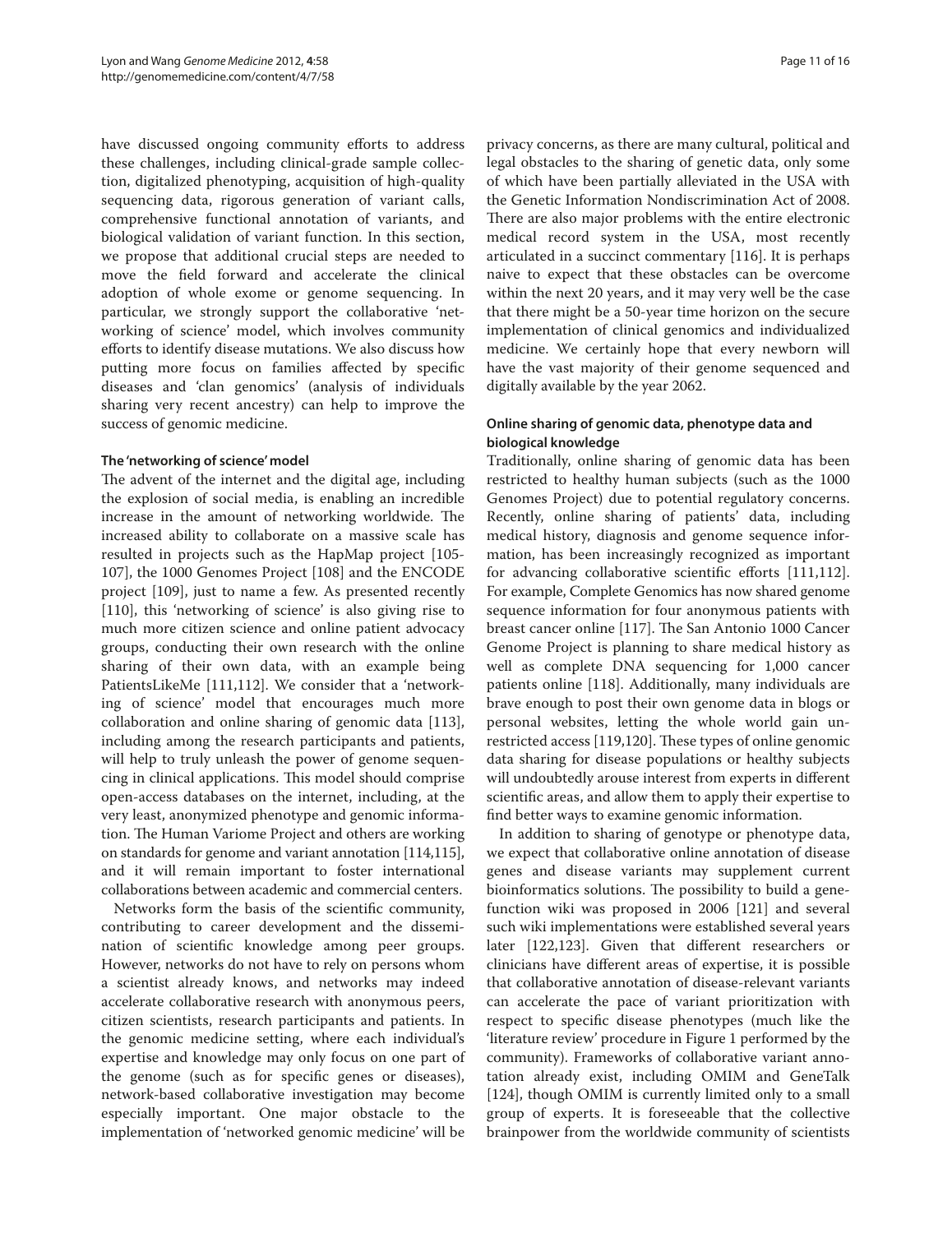have discussed ongoing community efforts to address these challenges, including clinical-grade sample collection, digitalized phenotyping, acquisition of high-quality sequencing data, rigorous generation of variant calls, comprehensive functional annotation of variants, and biological validation of variant function. In this section, we propose that additional crucial steps are needed to move the field forward and accelerate the clinical adoption of whole exome or genome sequencing. In particular, we strongly support the collaborative 'networking of science' model, which involves community efforts to identify disease mutations. We also discuss how putting more focus on families affected by specific diseases and 'clan genomics' (analysis of individuals sharing very recent ancestry) can help to improve the success of genomic medicine.

#### The 'networking of science' model

The advent of the internet and the digital age, including the explosion of social media, is enabling an incredible increase in the amount of networking worldwide. The increased ability to collaborate on a massive scale has resulted in projects such as the HapMap project [105-107], the 1000 Genomes Project [108] and the ENCODE project [109], just to name a few. As presented recently [110], this 'networking of science' is also giving rise to much more citizen science and online patient advocacy groups, conducting their own research with the online sharing of their own data, with an example being PatientsLikeMe [111,112]. We consider that a 'networking of science' model that encourages much more collaboration and online sharing of genomic data [113], including among the research participants and patients, will help to truly unleash the power of genome sequencing in clinical applications. This model should comprise open-access databases on the internet, including, at the very least, anonymized phenotype and genomic information. The Human Variome Project and others are working on standards for genome and variant annotation [114,115], and it will remain important to foster international collaborations between academic and commercial centers.

Networks form the basis of the scientific community, contributing to career development and the dissemination of scientific knowledge among peer groups. However, networks do not have to rely on persons whom a scientist already knows, and networks may indeed accelerate collaborative research with anonymous peers, citizen scientists, research participants and patients. In the genomic medicine setting, where each individual's expertise and knowledge may only focus on one part of the genome (such as for specific genes or diseases), network-based collaborative investigation may become especially important. One major obstacle to the implementation of 'networked genomic medicine' will be privacy concerns, as there are many cultural, political and legal obstacles to the sharing of genetic data, only some of which have been partially alleviated in the USA with the Genetic Information Nondiscrimination Act of 2008. There are also major problems with the entire electronic medical record system in the USA, most recently articulated in a succinct commentary [116]. It is perhaps naive to expect that these obstacles can be overcome within the next 20 years, and it may very well be the case that there might be a 50-year time horizon on the secure implementation of clinical genomics and individualized medicine. We certainly hope that every newborn will have the vast majority of their genome sequenced and digitally available by the year 2062.

#### Online sharing of genomic data, phenotype data and biological knowledge

Traditionally, online sharing of genomic data has been restricted to healthy human subjects (such as the 1000 Genomes Project) due to potential regulatory concerns. Recently, online sharing of patients' data, including medical history, diagnosis and genome sequence information, has been increasingly recognized as important for advancing collaborative scientific efforts [111,112]. For example, Complete Genomics has now shared genome sequence information for four anonymous patients with breast cancer online [117]. The San Antonio 1000 Cancer Genome Project is planning to share medical history as well as complete DNA sequencing for 1,000 cancer patients online [118]. Additionally, many individuals are brave enough to post their own genome data in blogs or personal websites, letting the whole world gain unrestricted access [119,120]. These types of online genomic data sharing for disease populations or healthy subjects will undoubtedly arouse interest from experts in different scientific areas, and allow them to apply their expertise to find better ways to examine genomic information.

In addition to sharing of genotype or phenotype data, we expect that collaborative online annotation of disease genes and disease variants may supplement current bioinformatics solutions. The possibility to build a gene-function wiki was proposed in 2006 [121] and several such wiki implementations were established several years later [122,123]. Given that different researchers or clinicians have different areas of expertise, it is possible that collaborative annotation of disease-relevant variants can accelerate the pace of variant prioritization with respect to specific disease phenotypes (much like the 'literature review' procedure in Figure 1 performed by the community). Frameworks of collaborative variant annotation already exist, including OMIM and GeneTalk [124], though OMIM is currently limited only to a small group of experts. It is foreseeable that the collective brainpower from the worldwide community of scientists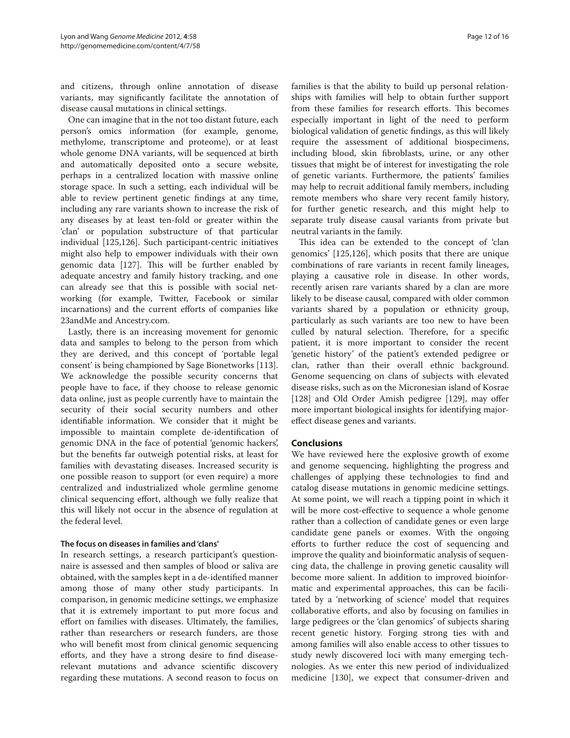and citizens, through online annotation of disease variants, may significantly facilitate the annotation of disease causal mutations in clinical settings.

One can imagine that in the not too distant future, each person's omics information (for example, genome, methylome, transcriptome and proteome), or at least whole genome DNA variants, will be sequenced at birth and automatically deposited onto a secure website, perhaps in a centralized location with massive online storage space. In such a setting, each individual will be able to review pertinent genetic findings at any time, including any rare variants shown to increase the risk of any diseases by at least ten-fold or greater within the 'clan' or population substructure of that particular individual [125,126]. Such participant-centric initiatives might also help to empower individuals with their own genomic data [127]. This will be further enabled by adequate ancestry and family history tracking, and one can already see that this is possible with social networking (for example, Twitter, Facebook or similar incarnations) and the current efforts of companies like 23andMe and Ancestry.com.

Lastly, there is an increasing movement for genomic data and samples to belong to the person from which they are derived, and this concept of 'portable legal consent' is being championed by Sage Bionetworks [113]. We acknowledge the possible security concerns that people have to face, if they choose to release genomic data online, just as people currently have to maintain the security of their social security numbers and other identifiable information. We consider that it might be impossible to maintain complete de-identification of genomic DNA in the face of potential 'genomic hackers', but the benefits far outweigh potential risks, at least for families with devastating diseases. Increased security is one possible reason to support (or even require) a more centralized and industrialized whole germline genome clinical sequencing effort, although we fully realize that this will likely not occur in the absence of regulation at the federal level.

### The focus on diseases in families and 'clans'

In research settings, a research participant's questionnaire is assessed and then samples of blood or saliva are obtained, with the samples kept in a de-identified manner among those of many other study participants. In comparison, in genomic medicine settings, we emphasize that it is extremely important to put more focus and effort on families with diseases. Ultimately, the families, rather than researchers or research funders, are those who will benefit most from clinical genomic sequencing efforts, and they have a strong desire to find disease-relevant mutations and advance scientific discovery regarding these mutations. A second reason to focus on families is that the ability to build up personal relationships with families will help to obtain further support from these families for research efforts. This becomes especially important in light of the need to perform biological validation of genetic findings, as this will likely require the assessment of additional biospecimens, including blood, skin fibroblasts, urine, or any other tissues that might be of interest for investigating the role of genetic variants. Furthermore, the patients' families may help to recruit additional family members, including remote members who share very recent family history, for further genetic research, and this might help to separate truly disease causal variants from private but neutral variants in the family.

This idea can be extended to the concept of 'clan genomics' [125,126], which posits that there are unique combinations of rare variants in recent family lineages, playing a causative role in disease. In other words, recently arisen rare variants shared by a clan are more likely to be disease causal, compared with older common variants shared by a population or ethnicity group, particularly as such variants are too new to have been culled by natural selection. Therefore, for a specific patient, it is more important to consider the recent 'genetic history' of the patient's extended pedigree or clan, rather than their overall ethnic background. Genome sequencing on clans of subjects with elevated disease risks, such as on the Micronesian island of Kosrae [128] and Old Order Amish pedigree [129], may offer more important biological insights for identifying major-effect disease genes and variants.

## Conclusions

We have reviewed here the explosive growth of exome and genome sequencing, highlighting the progress and challenges of applying these technologies to find and catalog disease mutations in genomic medicine settings. At some point, we will reach a tipping point in which it will be more cost-effective to sequence a whole genome rather than a collection of candidate genes or even large candidate gene panels or exomes. With the ongoing efforts to further reduce the cost of sequencing and improve the quality and bioinformatic analysis of sequencing data, the challenge in proving genetic causality will become more salient. In addition to improved bioinformatic and experimental approaches, this can be facilitated by a 'networking of science' model that requires collaborative efforts, and also by focusing on families in large pedigrees or the 'clan genomics' of subjects sharing recent genetic history. Forging strong ties with and among families will also enable access to other tissues to study newly discovered loci with many emerging technologies. As we enter this new period of individualized medicine [130], we expect that consumer-driven and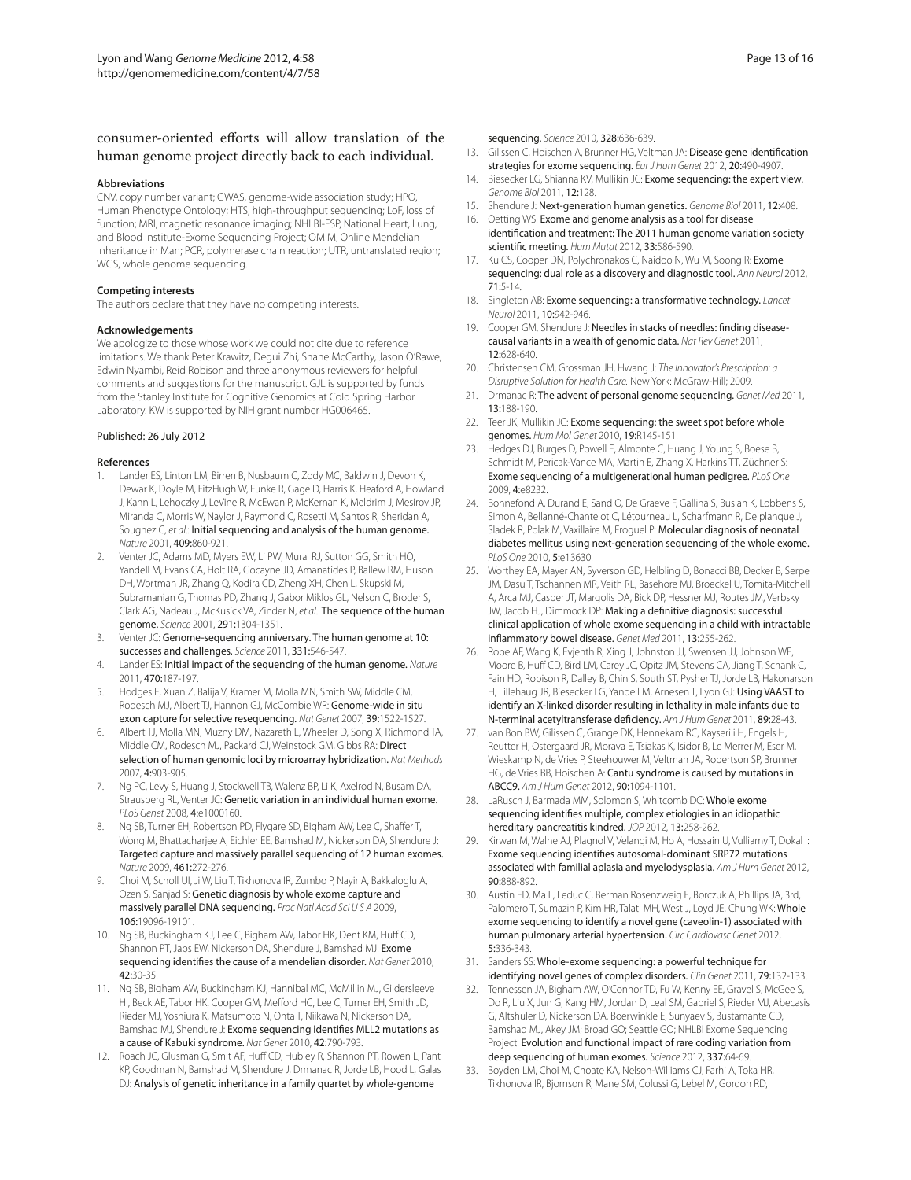consumer-oriented efforts will allow translation of the human genome project directly back to each individual.

#### Abbreviations

CNV, copy number variant; GWAS, genome-wide association study; HPO, Human Phenotype Ontology; HTS, high-throughput sequencing; LoF, loss of function; MRI, magnetic resonance imaging; NHLBI-ESP, National Heart, Lung, and Blood Institute-Exome Sequencing Project; OMIM, Online Mendelian Inheritance in Man; PCR, polymerase chain reaction; UTR, untranslated region; WGS, whole genome sequencing.

#### Competing interests

The authors declare that they have no competing interests.

#### Acknowledgements

We apologize to those whose work we could not cite due to reference limitations. We thank Peter Krawitz, Degui Zhi, Shane McCarthy, Jason O'Rawe, Edwin Nyambi, Reid Robison and three anonymous reviewers for helpful comments and suggestions for the manuscript. GJL is supported by funds from the Stanley Institute for Cognitive Genomics at Cold Spring Harbor Laboratory. KW is supported by NIH grant number HG006465.

Published: 26 July 2012

#### References

1. Lander ES, Linton LM, Birren B, Nusbaum C, Zody MC, Baldwin J, Devon K, Dewar K, Doyle M, FitzHugh W, Funke R, Gage D, Harris K, Heaford A, Howland J, Kann L, Lehoczky J, LeVine R, McEwan P, McKernan K, Meldrim J, Mesirov JP, Miranda C, Morris W, Naylor J, Raymond C, Rosetti M, Santos R, Sheridan A, Sougnez C, *et al.*: Initial sequencing and analysis of the human genome. *Nature* 2001, **409:**860-921.
2. Venter JC, Adams MD, Myers EW, Li PW, Mural RJ, Sutton GG, Smith HO, Yandell M, Evans CA, Holt RA, Gocayne JD, Amanatides P, Ballew RM, Huson DH, Wortman JR, Zhang Q, Kodira CD, Zheng XH, Chen L, Skupski M, Subramanian G, Thomas PD, Zhang J, Gabor Miklos GL, Nelson C, Broder S, Clark AG, Nadeau J, McKusick VA, Zinder N, *et al.*: The sequence of the human genome. *Science* 2001, **291:**1304-1351.
3. Venter JC: Genome-sequencing anniversary. The human genome at 10: successes and challenges. *Science* 2011, **331:**546-547.
4. Lander ES: Initial impact of the sequencing of the human genome. *Nature* 2011, **470:**187-197.
5. Hodges E, Xuan Z, Balija V, Kramer M, Molla MN, Smith SW, Middle CM, Rodesch MJ, Albert TJ, Hannon GJ, McCombie WR: Genome-wide in situ exon capture for selective resequencing. *Nat Genet* 2007, **39:**1522-1527.
6. Albert TJ, Molla MN, Muzny DM, Nazareth L, Wheeler D, Song X, Richmond TA, Middle CM, Rodesch MJ, Packard CJ, Weinstock GM, Gibbs RA: Direct selection of human genomic loci by microarray hybridization. *Nat Methods* 2007, **4:**903-905.
7. Ng PC, Levy S, Huang J, Stockwell TB, Walenz BP, Li K, Axelrod N, Busam DA, Strausberg RL, Venter JC: Genetic variation in an individual human exome. *PLoS Genet* 2008, **4:**e1000160.
8. Ng SB, Turner EH, Robertson PD, Flygare SD, Bigham AW, Lee C, Shaffer T, Wong M, Bhattacharjee A, Eichler EE, Bamshad M, Nickerson DA, Shendure J: Targeted capture and massively parallel sequencing of 12 human exomes. *Nature* 2009, **461:**272-276.
9. Choi M, Scholl UI, Ji W, Liu T, Tikhonova IR, Zumbo P, Nayir A, Bakkaloglu A, Ozen S, Sanjad S: Genetic diagnosis by whole exome capture and massively parallel DNA sequencing. *Proc Natl Acad Sci U S A* 2009, **106:**19096-19101.
10. Ng SB, Buckingham KJ, Lee C, Bigham AW, Tabor HK, Dent KM, Huff CD, Shannon PT, Jabs EW, Nickerson DA, Shendure J, Bamshad MJ: Exome sequencing identifies the cause of a mendelian disorder. *Nat Genet* 2010, **42:**30-35.
11. Ng SB, Bigham AW, Buckingham KJ, Hannibal MC, McMillin MJ, Gildersleeve HI, Beck AE, Tabor HK, Cooper GM, Mefford HC, Lee C, Turner EH, Smith JD, Rieder MJ, Yoshiura K, Matsumoto N, Ohta T, Niikawa N, Nickerson DA, Bamshad MJ, Shendure J: Exome sequencing identifies MLL2 mutations as a cause of Kabuki syndrome. *Nat Genet* 2010, **42:**790-793.
12. Roach JC, Glusman G, Smit AF, Huff CD, Hubley R, Shannon PT, Rowen L, Pant KP, Goodman N, Bamshad M, Shendure J, Drmanac R, Jorde LB, Hood L, Galas DJ: Analysis of genetic inheritance in a family quartet by whole-genome sequencing. *Science* 2010, **328:**636-639.
13. Gilissen C, Hoischen A, Brunner HG, Veltman JA: Disease gene identification strategies for exome sequencing. *Eur J Hum Genet* 2012, **20:**490-4907.
14. Biesecker LG, Shianna KV, Mullikin JC: Exome sequencing: the expert view. *Genome Biol* 2011, **12:**128.
15. Shendure J: Next-generation human genetics. *Genome Biol* 2011, **12:**408.
16. Oetting WS: Exome and genome analysis as a tool for disease identification and treatment: The 2011 human genome variation society scientific meeting. *Hum Mutat* 2012, **33:**586-590.
17. Ku CS, Cooper DN, Polychronakos C, Naidoo N, Wu M, Soong R: Exome sequencing: dual role as a discovery and diagnostic tool. *Ann Neurol* 2012, **71:**5-14.
18. Singleton AB: Exome sequencing: a transformative technology. *Lancet Neurol* 2011, **10:**942-946.
19. Cooper GM, Shendure J: Needles in stacks of needles: finding disease-causal variants in a wealth of genomic data. *Nat Rev Genet* 2011, **12:**628-640.
20. Christensen CM, Grossman JH, Hwang J: *The Innovator's Prescription: a Disruptive Solution for Health Care.* New York: McGraw-Hill; 2009.
21. Drmanac R: The advent of personal genome sequencing. *Genet Med* 2011, **13:**188-190.
22. Teer JK, Mullikin JC: Exome sequencing: the sweet spot before whole genomes. *Hum Mol Genet* 2010, **19:**R145-151.
23. Hedges DJ, Burges D, Powell E, Almonte C, Huang J, Young S, Boese B, Schmidt M, Pericak-Vance MA, Martin E, Zhang X, Harkins TT, Züchner S: Exome sequencing of a multigenerational human pedigree. *PLoS One* 2009, **4:**e8232.
24. Bonnefond A, Durand E, Sand O, De Graeve F, Gallina S, Busiah K, Lobbens S, Simon A, Bellanné-Chantelot C, Létourneau L, Scharfmann R, Delplanque J, Sladek R, Polak M, Vaxillaire M, Froguel P: Molecular diagnosis of neonatal diabetes mellitus using next-generation sequencing of the whole exome. *PLoS One* 2010, **5:**e13630.
25. Worthey EA, Mayer AN, Syverson GD, Helbling D, Bonacci BB, Decker B, Serpe JM, Dasu T, Tschannen MR, Veith RL, Basehore MJ, Broeckel U, Tomita-Mitchell A, Arca MJ, Casper JT, Margolis DA, Bick DP, Hessner MJ, Routes JM, Verbsky JW, Jacob HJ, Dimmock DP: Making a definitive diagnosis: successful clinical application of whole exome sequencing in a child with intractable inflammatory bowel disease. *Genet Med* 2011, **13:**255-262.
26. Rope AF, Wang K, Evjenth R, Xing J, Johnston JJ, Swensen JJ, Johnson WE, Moore B, Huff CD, Bird LM, Carey JC, Opitz JM, Stevens CA, Jiang T, Schank C, Fain HD, Robison R, Dalley B, Chin S, South ST, Pysher TJ, Jorde LB, Hakonarson H, Lillehaug JR, Biesecker LG, Yandell M, Arnesen T, Lyon GJ: Using VAAST to identify an X-linked disorder resulting in lethality in male infants due to N-terminal acetyltransferase deficiency. *Am J Hum Genet* 2011, **89:**28-43.
27. van Bon BW, Gilissen C, Grange DK, Hennekam RC, Kayserili H, Engels H, Reutter H, Ostergaard JR, Morava E, Tsiakas K, Isidor B, Le Merrer M, Eser M, Wieskamp N, de Vries P, Steehouwer M, Veltman JA, Robertson SP, Brunner HG, de Vries BB, Hoischen A: Cantu syndrome is caused by mutations in ABCC9. *Am J Hum Genet* 2012, **90:**1094-1101.
28. LaRusch J, Barmada MM, Solomon S, Whitcomb DC: Whole exome sequencing identifies multiple, complex etiologies in an idiopathic hereditary pancreatitis kindred. *JOP* 2012, **13:**258-262.
29. Kirwan M, Walne AJ, Plagnol V, Velangi M, Ho A, Hossain U, Vulliamy T, Dokal I: Exome sequencing identifies autosomal-dominant SRP72 mutations associated with familial aplasia and myelodysplasia. *Am J Hum Genet* 2012, **90:**888-892.
30. Austin ED, Ma L, Leduc C, Berman Rosenzweig E, Borczuk A, Phillips JA, 3rd, Palomero T, Sumazin P, Kim HR, Talati MH, West J, Loyd JE, Chung WK: Whole exome sequencing to identify a novel gene (caveolin-1) associated with human pulmonary arterial hypertension. *Circ Cardiovasc Genet* 2012, **5:**336-343.
31. Sanders SS: Whole-exome sequencing: a powerful technique for identifying novel genes of complex disorders. *Clin Genet* 2011, **79:**132-133.
32. Tennessen JA, Bigham AW, O'Connor TD, Fu W, Kenny EE, Gravel S, McGee S, Do R, Liu X, Jun G, Kang HM, Jordan D, Leal SM, Gabriel S, Rieder MJ, Abecasis G, Altshuler D, Nickerson DA, Boerwinkle E, Sunyaev S, Bustamante CD, Bamshad MJ, Akey JM; Broad GO; Seattle GO; NHLBI Exome Sequencing Project: Evolution and functional impact of rare coding variation from deep sequencing of human exomes. *Science* 2012, **337:**64-69.
33. Boyden LM, Choi M, Choate KA, Nelson-Williams CJ, Farhi A, Toka HR, Tikhonova IR, Bjornson R, Mane SM, Colussi G, Lebel M, Gordon RD,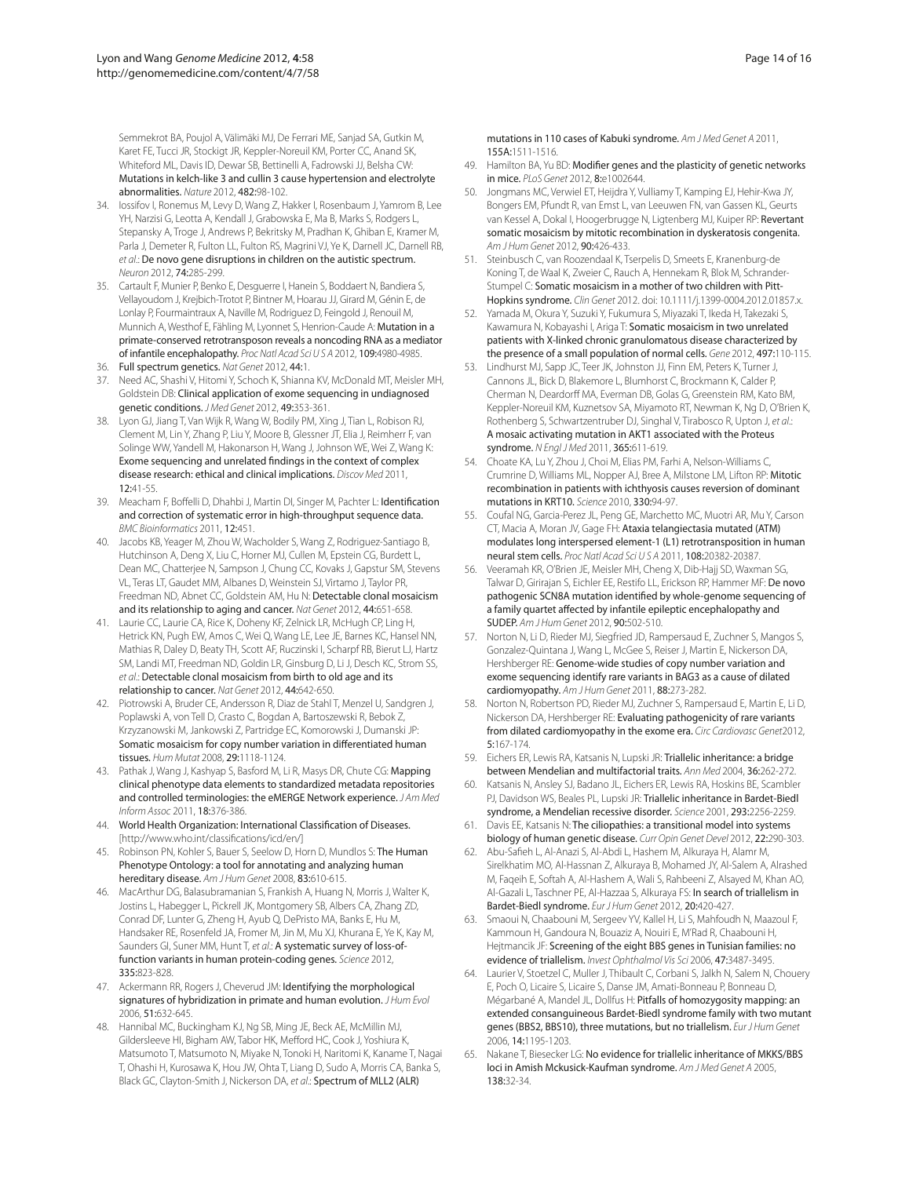Semmekrot BA, Poujol A, Välimäki MJ, De Ferrari ME, Sanjad SA, Gutkin M, Karet FE, Tucci JR, Stockigt JR, Keppler-Noreuil KM, Porter CC, Anand SK, Whiteford ML, Davis ID, Dewar SB, Bettinelli A, Fadrowski JJ, Belsha CW: **Mutations in kelch-like 3 and cullin 3 cause hypertension and electrolyte abnormalities.** *Nature* 2012, **482:**98-102.

34. Iossifov I, Ronemus M, Levy D, Wang Z, Hakker I, Rosenbaum J, Yamrom B, Lee YH, Narzisi G, Leotta A, Kendall J, Grabowska E, Ma B, Marks S, Rodgers L, Stepansky A, Troge J, Andrews P, Bekritsky M, Pradhan K, Ghiban E, Kramer M, Parla J, Demeter R, Fulton LL, Fulton RS, Magrini VJ, Ye K, Darnell JC, Darnell RB, *et al.*: **De novo gene disruptions in children on the autistic spectrum.** *Neuron* 2012, **74:**285-299.
35. Cartault F, Munier P, Benko E, Desguerre I, Hanein S, Boddaert N, Bandiera S, Vellayoudom J, Krejbich-Trotot P, Bintner M, Hoarau JJ, Girard M, Génin E, de Lonlay P, Fourmaintraux A, Naville M, Rodriguez D, Feingold J, Renouil M, Munnich A, Westhof E, Fähling M, Lyonnet S, Henrion-Caude A: **Mutation in a primate-conserved retrotransposon reveals a noncoding RNA as a mediator of infantile encephalopathy.** *Proc Natl Acad Sci U S A* 2012, **109:**4980-4985.
36. **Full spectrum genetics.** *Nat Genet* 2012, **44:**1.
37. Need AC, Shashi V, Hitomi Y, Schoch K, Shianna KV, McDonald MT, Meisler MH, Goldstein DB: **Clinical application of exome sequencing in undiagnosed genetic conditions.** *J Med Genet* 2012, **49:**353-361.
38. Lyon GJ, Jiang T, Van Wijk R, Wang W, Bodily PM, Xing J, Tian L, Robison RJ, Clement M, Lin Y, Zhang P, Liu Y, Moore B, Glessner JT, Elia J, Reimherr F, van Solinge WW, Yandell M, Hakonarson H, Wang J, Johnson WE, Wei Z, Wang K: **Exome sequencing and unrelated findings in the context of complex disease research: ethical and clinical implications.** *Discov Med* 2011, **12:**41-55.
39. Meacham F, Boffelli D, Dhahbi J, Martin DI, Singer M, Pachter L: **Identification and correction of systematic error in high-throughput sequence data.** *BMC Bioinformatics* 2011, **12:**451.
40. Jacobs KB, Yeager M, Zhou W, Wacholder S, Wang Z, Rodriguez-Santiago B, Hutchinson A, Deng X, Liu C, Horner MJ, Cullen M, Epstein CG, Burdett L, Dean MC, Chatterjee N, Sampson J, Chung CC, Kovaks J, Gapstur SM, Stevens VL, Teras LT, Gaudet MM, Albanes D, Weinstein SJ, Virtamo J, Taylor PR, Freedman ND, Abnet CC, Goldstein AM, Hu N: **Detectable clonal mosaicism and its relationship to aging and cancer.** *Nat Genet* 2012, **44:**651-658.
41. Laurie CC, Laurie CA, Rice K, Doheny KF, Zelnick LR, McHugh CP, Ling H, Hetrick KN, Pugh EW, Amos C, Wei Q, Wang LE, Lee JE, Barnes KC, Hansel NN, Mathias R, Daley D, Beaty TH, Scott AF, Ruczinski I, Scharpf RB, Bierut LJ, Hartz SM, Landi MT, Freedman ND, Goldin LR, Ginsburg D, Li J, Desch KC, Strom SS, *et al.*: **Detectable clonal mosaicism from birth to old age and its relationship to cancer.** *Nat Genet* 2012, **44:**642-650.
42. Piotrowski A, Bruder CE, Andersson R, Diaz de Stahl T, Menzel U, Sandgren J, Poplawski A, von Tell D, Crasto C, Bogdan A, Bartoszewski R, Bebok Z, Krzyzanowski M, Jankowski Z, Partridge EC, Komorowski J, Dumanski JP: **Somatic mosaicism for copy number variation in differentiated human tissues.** *Hum Mutat* 2008, **29:**1118-1124.
43. Pathak J, Wang J, Kashyap S, Basford M, Li R, Masys DR, Chute CG: **Mapping clinical phenotype data elements to standardized metadata repositories and controlled terminologies: the eMERGE Network experience.** *J Am Med Inform Assoc* 2011, **18:**376-386.
44. **World Health Organization: International Classification of Diseases.** [http://www.who.int/classifications/icd/en/]
45. Robinson PN, Kohler S, Bauer S, Seelow D, Horn D, Mundlos S: **The Human Phenotype Ontology: a tool for annotating and analyzing human hereditary disease.** *Am J Hum Genet* 2008, **83:**610-615.
46. MacArthur DG, Balasubramanian S, Frankish A, Huang N, Morris J, Walter K, Jostins L, Habegger L, Pickrell JK, Montgomery SB, Albers CA, Zhang ZD, Conrad DF, Lunter G, Zheng H, Ayub Q, DePristo MA, Banks E, Hu M, Handsaker RE, Rosenfeld JA, Fromer M, Jin M, Mu XJ, Khurana E, Ye K, Kay M, Saunders GI, Suner MM, Hunt T, *et al.*: **A systematic survey of loss-of-function variants in human protein-coding genes.** *Science* 2012, **335:**823-828.
47. Ackermann RR, Rogers J, Cheverud JM: **Identifying the morphological signatures of hybridization in primate and human evolution.** *J Hum Evol* 2006, **51:**632-645.
48. Hannibal MC, Buckingham KJ, Ng SB, Ming JE, Beck AE, McMillin MJ, Gildersleeve HI, Bigham AW, Tabor HK, Mefford HC, Cook J, Yoshiura K, Matsumoto T, Matsumoto N, Miyake N, Tonoki H, Naritomi K, Kaname T, Nagai T, Ohashi H, Kurosawa K, Hou JW, Ohta T, Liang D, Sudo A, Morris CA, Banka S, Black GC, Clayton-Smith J, Nickerson DA, *et al.*: **Spectrum of MLL2 (ALR) mutations in 110 cases of Kabuki syndrome.** *Am J Med Genet A* 2011, **155A:**1511-1516.
49. Hamilton BA, Yu BD: **Modifier genes and the plasticity of genetic networks in mice.** *PLoS Genet* 2012, **8:**e1002644.
50. Jongmans MC, Verwiel ET, Heijdra Y, Vulliamy T, Kamping EJ, Hehir-Kwa JY, Bongers EM, Pfundt R, van Emst L, van Leeuwen FN, van Gassen KL, Geurts van Kessel A, Dokal I, Hoogerbrugge N, Ligtenberg MJ, Kuiper RP: **Revertant somatic mosaicism by mitotic recombination in dyskeratosis congenita.** *Am J Hum Genet* 2012, **90:**426-433.
51. Steinbusch C, van Roozendaal K, Tserpelis D, Smeets E, Kranenburg-de Koning T, de Waal K, Zweier C, Rauch A, Hennekam R, Blok M, Schrander-Stumpel C: **Somatic mosaicism in a mother of two children with Pitt-Hopkins syndrome.** *Clin Genet* 2012. doi: 10.1111/j.1399-0004.2012.01857.x.
52. Yamada M, Okura Y, Suzuki Y, Fukumura S, Miyazaki T, Ikeda H, Takezaki S, Kawamura N, Kobayashi I, Ariga T: **Somatic mosaicism in two unrelated patients with X-linked chronic granulomatous disease characterized by the presence of a small population of normal cells.** *Gene* 2012, **497:**110-115.
53. Lindhurst MJ, Sapp JC, Teer JK, Johnston JJ, Finn EM, Peters K, Turner J, Cannons JL, Bick D, Blakemore L, Blumhorst C, Brockmann K, Calder P, Cherman N, Deardorff MA, Everman DB, Golas G, Greenstein RM, Kato BM, Keppler-Noreuil KM, Kuznetsov SA, Miyamoto RT, Newman K, Ng D, O'Brien K, Rothenberg S, Schwartzentruber DJ, Singhal V, Tirabosco R, Upton J, *et al.*: **A mosaic activating mutation in AKT1 associated with the Proteus syndrome.** *N Engl J Med* 2011, **365:**611-619.
54. Choate KA, Lu Y, Zhou J, Choi M, Elias PM, Farhi A, Nelson-Williams C, Crumrine D, Williams ML, Nopper AJ, Bree A, Milstone LM, Lifton RP: **Mitotic recombination in patients with ichthyosis causes reversion of dominant mutations in KRT10.** *Science* 2010, **330:**94-97.
55. Coufal NG, Garcia-Perez JL, Peng GE, Marchetto MC, Muotri AR, Mu Y, Carson CT, Macia A, Moran JV, Gage FH: **Ataxia telangiectasia mutated (ATM) modulates long interspersed element-1 (L1) retrotransposition in human neural stem cells.** *Proc Natl Acad Sci U S A* 2011, **108:**20382-20387.
56. Veeramah KR, O'Brien JE, Meisler MH, Cheng X, Dib-Hajj SD, Waxman SG, Talwar D, Girirajan S, Eichler EE, Restifo LL, Erickson RP, Hammer MF: **De novo pathogenic SCN8A mutation identified by whole-genome sequencing of a family quartet affected by infantile epileptic encephalopathy and SUDEP.** *Am J Hum Genet* 2012, **90:**502-510.
57. Norton N, Li D, Rieder MJ, Siegfried JD, Rampersaud E, Zuchner S, Mangos S, Gonzalez-Quintana J, Wang L, McGee S, Reiser J, Martin E, Nickerson DA, Hershberger RE: **Genome-wide studies of copy number variation and exome sequencing identify rare variants in BAG3 as a cause of dilated cardiomyopathy.** *Am J Hum Genet* 2011, **88:**273-282.
58. Norton N, Robertson PD, Rieder MJ, Zuchner S, Rampersaud E, Martin E, Li D, Nickerson DA, Hershberger RE: **Evaluating pathogenicity of rare variants from dilated cardiomyopathy in the exome era.** *Circ Cardiovasc Genet*2012, **5:**167-174.
59. Eichers ER, Lewis RA, Katsanis N, Lupski JR: **Triallelic inheritance: a bridge between Mendelian and multifactorial traits.** *Ann Med* 2004, **36:**262-272.
60. Katsanis N, Ansley SJ, Badano JL, Eichers ER, Lewis RA, Hoskins BE, Scambler PJ, Davidson WS, Beales PL, Lupski JR: **Triallelic inheritance in Bardet-Biedl syndrome, a Mendelian recessive disorder.** *Science* 2001, **293:**2256-2259.
61. Davis EE, Katsanis N: **The ciliopathies: a transitional model into systems biology of human genetic disease.** *Curr Opin Genet Devel* 2012, **22:**290-303.
62. Abu-Safieh L, Al-Anazi S, Al-Abdi L, Hashem M, Alkuraya H, Alamr M, Sirelkhatim MO, Al-Hassnan Z, Alkuraya B, Mohamed JY, Al-Salem A, Alrashed M, Faqeih E, Softah A, Al-Hashem A, Wali S, Rahbeeni Z, Alsayed M, Khan AO, Al-Gazali L, Taschner PE, Al-Hazzaa S, Alkuraya FS: **In search of triallelism in Bardet-Biedl syndrome.** *Eur J Hum Genet* 2012, **20:**420-427.
63. Smaoui N, Chaabouni M, Sergeev YV, Kallel H, Li S, Mahfoudh N, Maazoul F, Kammoun H, Gandoura N, Bouaziz A, Nouiri E, M'Rad R, Chaabouni H, Hejtmancik JF: **Screening of the eight BBS genes in Tunisian families: no evidence of triallelism.** *Invest Ophthalmol Vis Sci* 2006, **47:**3487-3495.
64. Laurier V, Stoetzel C, Muller J, Thibault C, Corbani S, Jalkh N, Salem N, Chouery E, Poch O, Licaire S, Licaire S, Danse JM, Amati-Bonneau P, Bonneau D, Mégarbané A, Mandel JL, Dollfus H: **Pitfalls of homozygosity mapping: an extended consanguineous Bardet-Biedl syndrome family with two mutant genes (BBS2, BBS10), three mutations, but no triallelism.** *Eur J Hum Genet* 2006, **14:**1195-1203.
65. Nakane T, Biesecker LG: **No evidence for triallelic inheritance of MKKS/BBS loci in Amish Mckusick-Kaufman syndrome.** *Am J Med Genet A* 2005, **138:**32-34.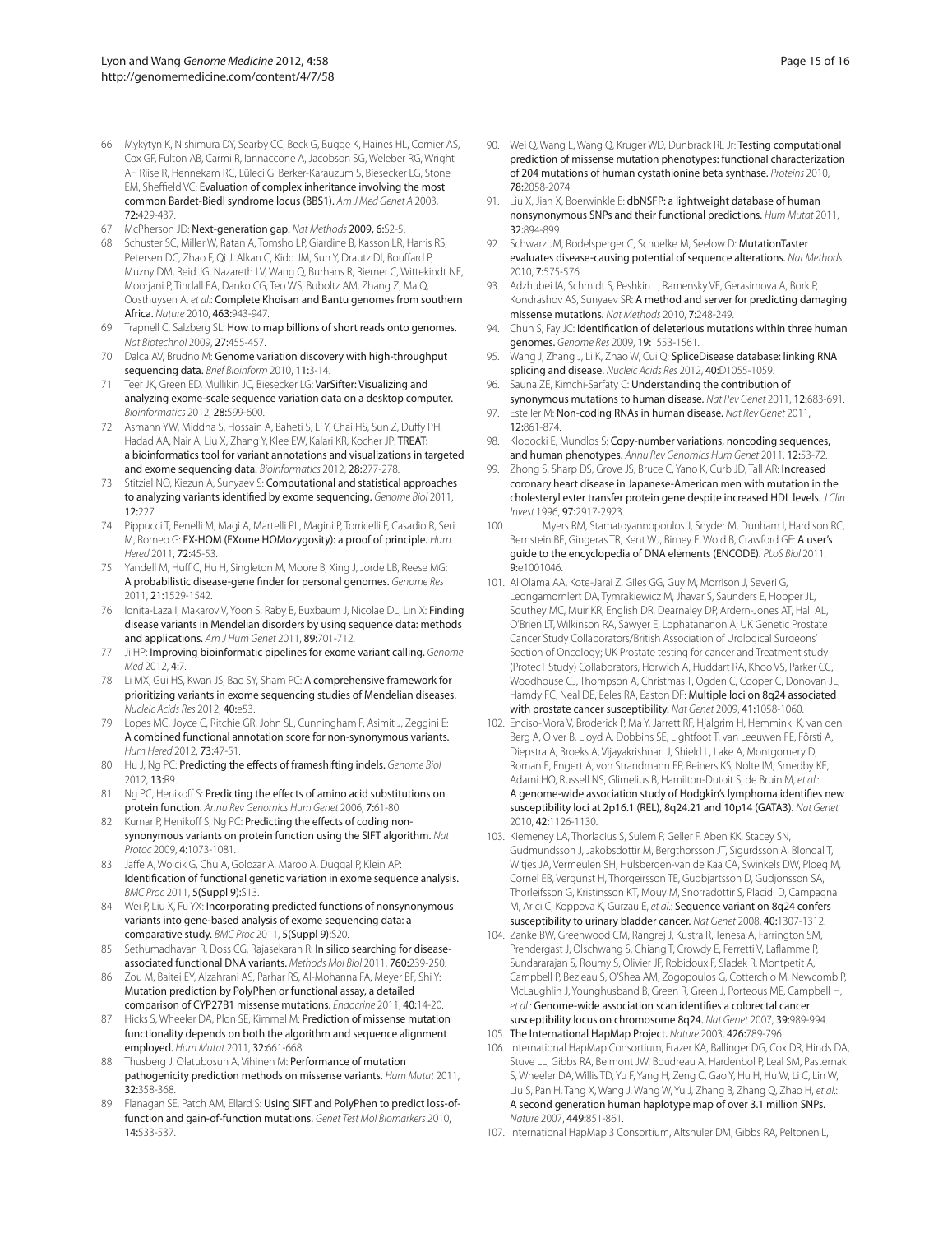66. Mykytyn K, Nishimura DY, Searby CC, Beck G, Bugge K, Haines HL, Cornier AS, Cox GF, Fulton AB, Carmi R, Iannaccone A, Jacobson SG, Weleber RG, Wright AF, Riise R, Hennekam RC, Lüleci G, Berker-Karauzum S, Biesecker LG, Stone EM, Sheffield VC: Evaluation of complex inheritance involving the most common Bardet-Biedl syndrome locus (BBS1). *Am J Med Genet A* 2003, **72:**429-437.
67. McPherson JD: Next-generation gap. *Nat Methods* 2009, **6:**S2-5.
68. Schuster SC, Miller W, Ratan A, Tomsho LP, Giardine B, Kasson LR, Harris RS, Petersen DC, Zhao F, Qi J, Alkan C, Kidd JM, Sun Y, Drautz DI, Bouffard P, Muzny DM, Reid JG, Nazareth LV, Wang Q, Burhans R, Riemer C, Wittekindt NE, Moorjani P, Tindall EA, Danko CG, Teo WS, Buboltz AM, Zhang Z, Ma Q, Oosthuysen A, *et al.*: Complete Khoisan and Bantu genomes from southern Africa. *Nature* 2010, **463:**943-947.
69. Trapnell C, Salzberg SL: How to map billions of short reads onto genomes. *Nat Biotechnol* 2009, **27:**455-457.
70. Dalca AV, Brudno M: Genome variation discovery with high-throughput sequencing data. *Brief Bioinform* 2010, **11:**3-14.
71. Teer JK, Green ED, Mullikin JC, Biesecker LG: VarSifter: Visualizing and analyzing exome-scale sequence variation data on a desktop computer. *Bioinformatics* 2012, **28:**599-600.
72. Asmann YW, Middha S, Hossain A, Baheti S, Li Y, Chai HS, Sun Z, Duffy PH, Hadad AA, Nair A, Liu X, Zhang Y, Klee EW, Kalari KR, Kocher JP: TREAT: a bioinformatics tool for variant annotations and visualizations in targeted and exome sequencing data. *Bioinformatics* 2012, **28:**277-278.
73. Stitziel NO, Kiezun A, Sunyaev S: Computational and statistical approaches to analyzing variants identified by exome sequencing. *Genome Biol* 2011, **12:**227.
74. Pippucci T, Benelli M, Magi A, Martelli PL, Magini P, Torricelli F, Casadio R, Seri M, Romeo G: EX-HOM (EXome HOMozygosity): a proof of principle. *Hum Hered* 2011, **72:**45-53.
75. Yandell M, Huff C, Hu H, Singleton M, Moore B, Xing J, Jorde LB, Reese MG: A probabilistic disease-gene finder for personal genomes. *Genome Res* 2011, **21:**1529-1542.
76. Ionita-Laza I, Makarov V, Yoon S, Raby B, Buxbaum J, Nicolae DL, Lin X: Finding disease variants in Mendelian disorders by using sequence data: methods and applications. *Am J Hum Genet* 2011, **89:**701-712.
77. Ji HP: Improving bioinformatic pipelines for exome variant calling. *Genome Med* 2012, **4:**7.
78. Li MX, Gui HS, Kwan JS, Bao SY, Sham PC: A comprehensive framework for prioritizing variants in exome sequencing studies of Mendelian diseases. *Nucleic Acids Res* 2012, **40:**e53.
79. Lopes MC, Joyce C, Ritchie GR, John SL, Cunningham F, Asimit J, Zeggini E: A combined functional annotation score for non-synonymous variants. *Hum Hered* 2012, **73:**47-51.
80. Hu J, Ng PC: Predicting the effects of frameshifting indels. *Genome Biol* 2012, **13:**R9.
81. Ng PC, Henikoff S: Predicting the effects of amino acid substitutions on protein function. *Annu Rev Genomics Hum Genet* 2006, **7:**61-80.
82. Kumar P, Henikoff S, Ng PC: Predicting the effects of coding non-synonymous variants on protein function using the SIFT algorithm. *Nat Protoc* 2009, **4:**1073-1081.
83. Jaffe A, Wojcik G, Chu A, Golozar A, Maroo A, Duggal P, Klein AP: Identification of functional genetic variation in exome sequence analysis. *BMC Proc* 2011, **5(Suppl 9):**S13.
84. Wei P, Liu X, Fu YX: Incorporating predicted functions of nonsynonymous variants into gene-based analysis of exome sequencing data: a comparative study. *BMC Proc* 2011, **5(Suppl 9):**S20.
85. Sethumadhavan R, Doss CG, Rajasekaran R: In silico searching for disease-associated functional DNA variants. *Methods Mol Biol* 2011, **760:**239-250.
86. Zou M, Baitei EY, Alzahrani AS, Parhar RS, Al-Mohanna FA, Meyer BF, Shi Y: Mutation prediction by PolyPhen or functional assay, a detailed comparison of CYP27B1 missense mutations. *Endocrine* 2011, **40:**14-20.
87. Hicks S, Wheeler DA, Plon SE, Kimmel M: Prediction of missense mutation functionality depends on both the algorithm and sequence alignment employed. *Hum Mutat* 2011, **32:**661-668.
88. Thusberg J, Olatubosun A, Vihinen M: Performance of mutation pathogenicity prediction methods on missense variants. *Hum Mutat* 2011, **32:**358-368.
89. Flanagan SE, Patch AM, Ellard S: Using SIFT and PolyPhen to predict loss-of-function and gain-of-function mutations. *Genet Test Mol Biomarkers* 2010, **14:**533-537.
90. Wei Q, Wang L, Wang Q, Kruger WD, Dunbrack RL Jr: Testing computational prediction of missense mutation phenotypes: functional characterization of 204 mutations of human cystathionine beta synthase. *Proteins* 2010, **78:**2058-2074.
91. Liu X, Jian X, Boerwinkle E: dbNSFP: a lightweight database of human nonsynonymous SNPs and their functional predictions. *Hum Mutat* 2011, **32:**894-899.
92. Schwarz JM, Rodelsperger C, Schuelke M, Seelow D: MutationTaster evaluates disease-causing potential of sequence alterations. *Nat Methods* 2010, **7:**575-576.
93. Adzhubei IA, Schmidt S, Peshkin L, Ramensky VE, Gerasimova A, Bork P, Kondrashov AS, Sunyaev SR: A method and server for predicting damaging missense mutations. *Nat Methods* 2010, **7:**248-249.
94. Chun S, Fay JC: Identification of deleterious mutations within three human genomes. *Genome Res* 2009, **19:**1553-1561.
95. Wang J, Zhang J, Li K, Zhao W, Cui Q: SpliceDisease database: linking RNA splicing and disease. *Nucleic Acids Res* 2012, **40:**D1055-1059.
96. Sauna ZE, Kimchi-Sarfaty C: Understanding the contribution of synonymous mutations to human disease. *Nat Rev Genet* 2011, **12:**683-691.
97. Esteller M: Non-coding RNAs in human disease. *Nat Rev Genet* 2011, **12:**861-874.
98. Klopocki E, Mundlos S: Copy-number variations, noncoding sequences, and human phenotypes. *Annu Rev Genomics Hum Genet* 2011, **12:**53-72.
99. Zhong S, Sharp DS, Grove JS, Bruce C, Yano K, Curb JD, Tall AR: Increased coronary heart disease in Japanese-American men with mutation in the cholesteryl ester transfer protein gene despite increased HDL levels. *J Clin Invest* 1996, **97:**2917-2923.
100. Myers RM, Stamatoyannopoulos J, Snyder M, Dunham I, Hardison RC, Bernstein BE, Gingeras TR, Kent WJ, Birney E, Wold B, Crawford GE: A user's guide to the encyclopedia of DNA elements (ENCODE). *PLoS Biol* 2011, **9:**e1001046.
101. Al Olama AA, Kote-Jarai Z, Giles GG, Guy M, Morrison J, Severi G, Leongamornlert DA, Tymrakiewicz M, Jhavar S, Saunders E, Hopper JL, Southey MC, Muir KR, English DR, Dearnaley DP, Ardern-Jones AT, Hall AL, O'Brien LT, Wilkinson RA, Sawyer E, Lophatananon A; UK Genetic Prostate Cancer Study Collaborators/British Association of Urological Surgeons' Section of Oncology; UK Prostate testing for cancer and Treatment study (ProtecT Study) Collaborators, Horwich A, Huddart RA, Khoo VS, Parker CC, Woodhouse CJ, Thompson A, Christmas T, Ogden C, Cooper C, Donovan JL, Hamdy FC, Neal DE, Eeles RA, Easton DF: Multiple loci on 8q24 associated with prostate cancer susceptibility. *Nat Genet* 2009, **41:**1058-1060.
102. Enciso-Mora V, Broderick P, Ma Y, Jarrett RF, Hjalgrim H, Hemminki K, van den Berg A, Olver B, Lloyd A, Dobbins SE, Lightfoot T, van Leeuwen FE, Försti A, Diepstra A, Broeks A, Vijayakrishnan J, Shield L, Lake A, Montgomery D, Roman E, Engert A, von Strandmann EP, Reiners KS, Nolte IM, Smedby KE, Adami HO, Russell NS, Glimelius B, Hamilton-Dutoit S, de Bruin M, *et al.*: A genome-wide association study of Hodgkin's lymphoma identifies new susceptibility loci at 2p16.1 (REL), 8q24.21 and 10p14 (GATA3). *Nat Genet* 2010, **42:**1126-1130.
103. Kiemeney LA, Thorlacius S, Sulem P, Geller F, Aben KK, Stacey SN, Gudmundsson J, Jakobsdottir M, Bergthorsson JT, Sigurdsson A, Blondal T, Witjes JA, Vermeulen SH, Hulsbergen-van de Kaa CA, Swinkels DW, Ploeg M, Cornel EB, Vergunst H, Thorgeirsson TE, Gudbjartsson D, Gudjonsson SA, Thorleifsson G, Kristinsson KT, Mouy M, Snorradottir S, Placidi D, Campagna M, Arici C, Koppova K, Gurzau E, *et al.*: Sequence variant on 8q24 confers susceptibility to urinary bladder cancer. *Nat Genet* 2008, **40:**1307-1312.
104. Zanke BW, Greenwood CM, Rangrej J, Kustra R, Tenesa A, Farrington SM, Prendergast J, Olschwang S, Chiang T, Crowdy E, Ferretti V, Laflamme P, Sundararajan S, Roumy S, Olivier JF, Robidoux F, Sladek R, Montpetit A, Campbell P, Bezieau S, O'Shea AM, Zogopoulos G, Cotterchio M, Newcomb P, McLaughlin J, Younghusband B, Green R, Green J, Porteous ME, Campbell H, *et al.*: Genome-wide association scan identifies a colorectal cancer susceptibility locus on chromosome 8q24. *Nat Genet* 2007, **39:**989-994.
105. The International HapMap Project. *Nature* 2003, **426:**789-796.
106. International HapMap Consortium, Frazer KA, Ballinger DG, Cox DR, Hinds DA, Stuve LL, Gibbs RA, Belmont JW, Boudreau A, Hardenbol P, Leal SM, Pasternak S, Wheeler DA, Willis TD, Yu F, Yang H, Zeng C, Gao Y, Hu H, Hu W, Li C, Lin W, Liu S, Pan H, Tang X, Wang J, Wang W, Yu J, Zhang B, Zhang Q, Zhao H, *et al.*: A second generation human haplotype map of over 3.1 million SNPs. *Nature* 2007, **449:**851-861.
107. International HapMap 3 Consortium, Altshuler DM, Gibbs RA, Peltonen L,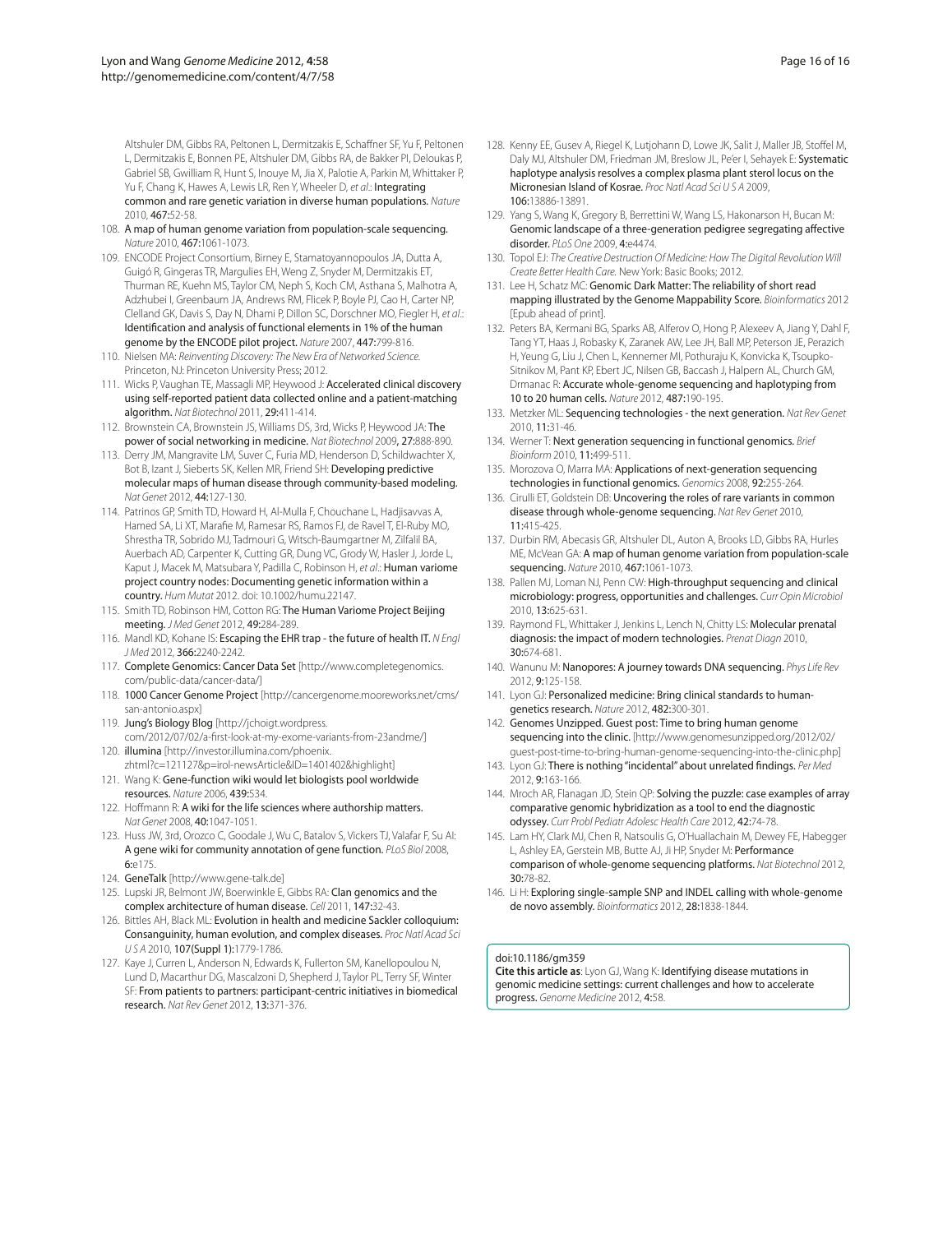Altshuler DM, Gibbs RA, Peltonen L, Dermitzakis E, Schaffner SF, Yu F, Peltonen L, Dermitzakis E, Bonnen PE, Altshuler DM, Gibbs RA, de Bakker PI, Deloukas P, Gabriel SB, Gwilliam R, Hunt S, Inouye M, Jia X, Palotie A, Parkin M, Whittaker P, Yu F, Chang K, Hawes A, Lewis LR, Ren Y, Wheeler D, *et al.*: **Integrating common and rare genetic variation in diverse human populations.** *Nature* 2010, **467:**52-58.

108. **A map of human genome variation from population-scale sequencing.** *Nature* 2010, **467:**1061-1073.
109. ENCODE Project Consortium, Birney E, Stamatoyannopoulos JA, Dutta A, Guigó R, Gingeras TR, Margulies EH, Weng Z, Snyder M, Dermitzakis ET, Thurman RE, Kuehn MS, Taylor CM, Neph S, Koch CM, Asthana S, Malhotra A, Adzhubei I, Greenbaum JA, Andrews RM, Flicek P, Boyle PJ, Cao H, Carter NP, Clelland GK, Davis S, Day N, Dhami P, Dillon SC, Dorschner MO, Fiegler H, *et al.*: **Identification and analysis of functional elements in 1% of the human genome by the ENCODE pilot project.** *Nature* 2007, **447:**799-816.
110. Nielsen MA: *Reinventing Discovery: The New Era of Networked Science.* Princeton, NJ: Princeton University Press; 2012.
111. Wicks P, Vaughan TE, Massagli MP, Heywood J: **Accelerated clinical discovery using self-reported patient data collected online and a patient-matching algorithm.** *Nat Biotechnol* 2011, **29:**411-414.
112. Brownstein CA, Brownstein JS, Williams DS, 3rd, Wicks P, Heywood JA: **The power of social networking in medicine.** *Nat Biotechnol* 2009, **27:**888-890.
113. Derry JM, Mangravite LM, Suver C, Furia MD, Henderson D, Schildwachter X, Bot B, Izant J, Sieberts SK, Kellen MR, Friend SH: **Developing predictive molecular maps of human disease through community-based modeling.** *Nat Genet* 2012, **44:**127-130.
114. Patrinos GP, Smith TD, Howard H, Al-Mulla F, Chouchane L, Hadjisavvas A, Hamed SA, Li XT, Marafie M, Ramesar RS, Ramos FJ, de Ravel T, El-Ruby MO, Shrestha TR, Sobrido MJ, Tadmouri G, Witsch-Baumgartner M, Zilfalil BA, Auerbach AD, Carpenter K, Cutting GR, Dung VC, Grody W, Hasler J, Jorde L, Kaput J, Macek M, Matsubara Y, Padilla C, Robinson H, *et al.*: **Human variome project country nodes: Documenting genetic information within a country.** *Hum Mutat* 2012. doi: 10.1002/humu.22147.
115. Smith TD, Robinson HM, Cotton RG: **The Human Variome Project Beijing meeting.** *J Med Genet* 2012, **49:**284-289.
116. Mandl KD, Kohane IS: **Escaping the EHR trap - the future of health IT.** *N Engl J Med* 2012, **366:**2240-2242.
117. **Complete Genomics: Cancer Data Set** [http://www.completegenomics.com/public-data/cancer-data/]
118. **1000 Cancer Genome Project** [http://cancergenome.mooreworks.net/cms/san-antonio.aspx]
119. **Jung's Biology Blog** [http://jchoigt.wordpress.com/2012/07/02/a-first-look-at-my-exome-variants-from-23andme/]
120. **illumina** [http://investor.illumina.com/phoenix.zhtml?c=121127&p=irol-newsArticle&ID=1401402&highlight]
121. Wang K: **Gene-function wiki would let biologists pool worldwide resources.** *Nature* 2006, **439:**534.
122. Hoffmann R: **A wiki for the life sciences where authorship matters.** *Nat Genet* 2008, **40:**1047-1051.
123. Huss JW, 3rd, Orozco C, Goodale J, Wu C, Batalov S, Vickers TJ, Valafar F, Su AI: **A gene wiki for community annotation of gene function.** *PLoS Biol* 2008, **6:**e175.
124. **GeneTalk** [http://www.gene-talk.de]
125. Lupski JR, Belmont JW, Boerwinkle E, Gibbs RA: **Clan genomics and the complex architecture of human disease.** *Cell* 2011, **147:**32-43.
126. Bittles AH, Black ML: **Evolution in health and medicine Sackler colloquium: Consanguinity, human evolution, and complex diseases.** *Proc Natl Acad Sci U S A* 2010, **107(Suppl 1):**1779-1786.
127. Kaye J, Curren L, Anderson N, Edwards K, Fullerton SM, Kanellopoulou N, Lund D, Macarthur DG, Mascalzoni D, Shepherd J, Taylor PL, Terry SF, Winter SF: **From patients to partners: participant-centric initiatives in biomedical research.** *Nat Rev Genet* 2012, **13:**371-376.
128. Kenny EE, Gusev A, Riegel K, Lutjohann D, Lowe JK, Salit J, Maller JB, Stoffel M, Daly MJ, Altshuler DM, Friedman JM, Breslow JL, Pe'er I, Sehayek E: **Systematic haplotype analysis resolves a complex plasma plant sterol locus on the Micronesian Island of Kosrae.** *Proc Natl Acad Sci U S A* 2009, **106:**13886-13891.
129. Yang S, Wang K, Gregory B, Berrettini W, Wang LS, Hakonarson H, Bucan M: **Genomic landscape of a three-generation pedigree segregating affective disorder.** *PLoS One* 2009, **4:**e4474.
130. Topol EJ: *The Creative Destruction Of Medicine: How The Digital Revolution Will Create Better Health Care.* New York: Basic Books; 2012.
131. Lee H, Schatz MC: **Genomic Dark Matter: The reliability of short read mapping illustrated by the Genome Mappability Score.** *Bioinformatics* 2012 [Epub ahead of print].
132. Peters BA, Kermani BG, Sparks AB, Alferov O, Hong P, Alexeev A, Jiang Y, Dahl F, Tang YT, Haas J, Robasky K, Zaranek AW, Lee JH, Ball MP, Peterson JE, Perazich H, Yeung G, Liu J, Chen L, Kennemer MI, Pothuraju K, Konvicka K, Tsoupko-Sitnikov M, Pant KP, Ebert JC, Nilsen GB, Baccash J, Halpern AL, Church GM, Drmanac R: **Accurate whole-genome sequencing and haplotyping from 10 to 20 human cells.** *Nature* 2012, **487:**190-195.
133. Metzker ML: **Sequencing technologies - the next generation.** *Nat Rev Genet* 2010, **11:**31-46.
134. Werner T: **Next generation sequencing in functional genomics.** *Brief Bioinform* 2010, **11:**499-511.
135. Morozova O, Marra MA: **Applications of next-generation sequencing technologies in functional genomics.** *Genomics* 2008, **92:**255-264.
136. Cirulli ET, Goldstein DB: **Uncovering the roles of rare variants in common disease through whole-genome sequencing.** *Nat Rev Genet* 2010, **11:**415-425.
137. Durbin RM, Abecasis GR, Altshuler DL, Auton A, Brooks LD, Gibbs RA, Hurles ME, McVean GA: **A map of human genome variation from population-scale sequencing.** *Nature* 2010, **467:**1061-1073.
138. Pallen MJ, Loman NJ, Penn CW: **High-throughput sequencing and clinical microbiology: progress, opportunities and challenges.** *Curr Opin Microbiol* 2010, **13:**625-631.
139. Raymond FL, Whittaker J, Jenkins L, Lench N, Chitty LS: **Molecular prenatal diagnosis: the impact of modern technologies.** *Prenat Diagn* 2010, **30:**674-681.
140. Wanunu M: **Nanopores: A journey towards DNA sequencing.** *Phys Life Rev* 2012, **9:**125-158.
141. Lyon GJ: **Personalized medicine: Bring clinical standards to human-genetics research.** *Nature* 2012, **482:**300-301.
142. **Genomes Unzipped. Guest post: Time to bring human genome sequencing into the clinic.** [http://www.genomesunzipped.org/2012/02/guest-post-time-to-bring-human-genome-sequencing-into-the-clinic.php]
143. Lyon GJ: **There is nothing "incidental" about unrelated findings.** *Per Med* 2012, **9:**163-166.
144. Mroch AR, Flanagan JD, Stein QP: **Solving the puzzle: case examples of array comparative genomic hybridization as a tool to end the diagnostic odyssey.** *Curr Probl Pediatr Adolesc Health Care* 2012, **42:**74-78.
145. Lam HY, Clark MJ, Chen R, Natsoulis G, O'Huallachain M, Dewey FE, Habegger L, Ashley EA, Gerstein MB, Butte AJ, Ji HP, Snyder M: **Performance comparison of whole-genome sequencing platforms.** *Nat Biotechnol* 2012, **30:**78-82.
146. Li H: **Exploring single-sample SNP and INDEL calling with whole-genome de novo assembly.** *Bioinformatics* 2012, **28:**1838-1844.

doi:10.1186/gm359
**Cite this article as**: Lyon GJ, Wang K: **Identifying disease mutations in genomic medicine settings: current challenges and how to accelerate progress.** *Genome Medicine* 2012, **4:**58.